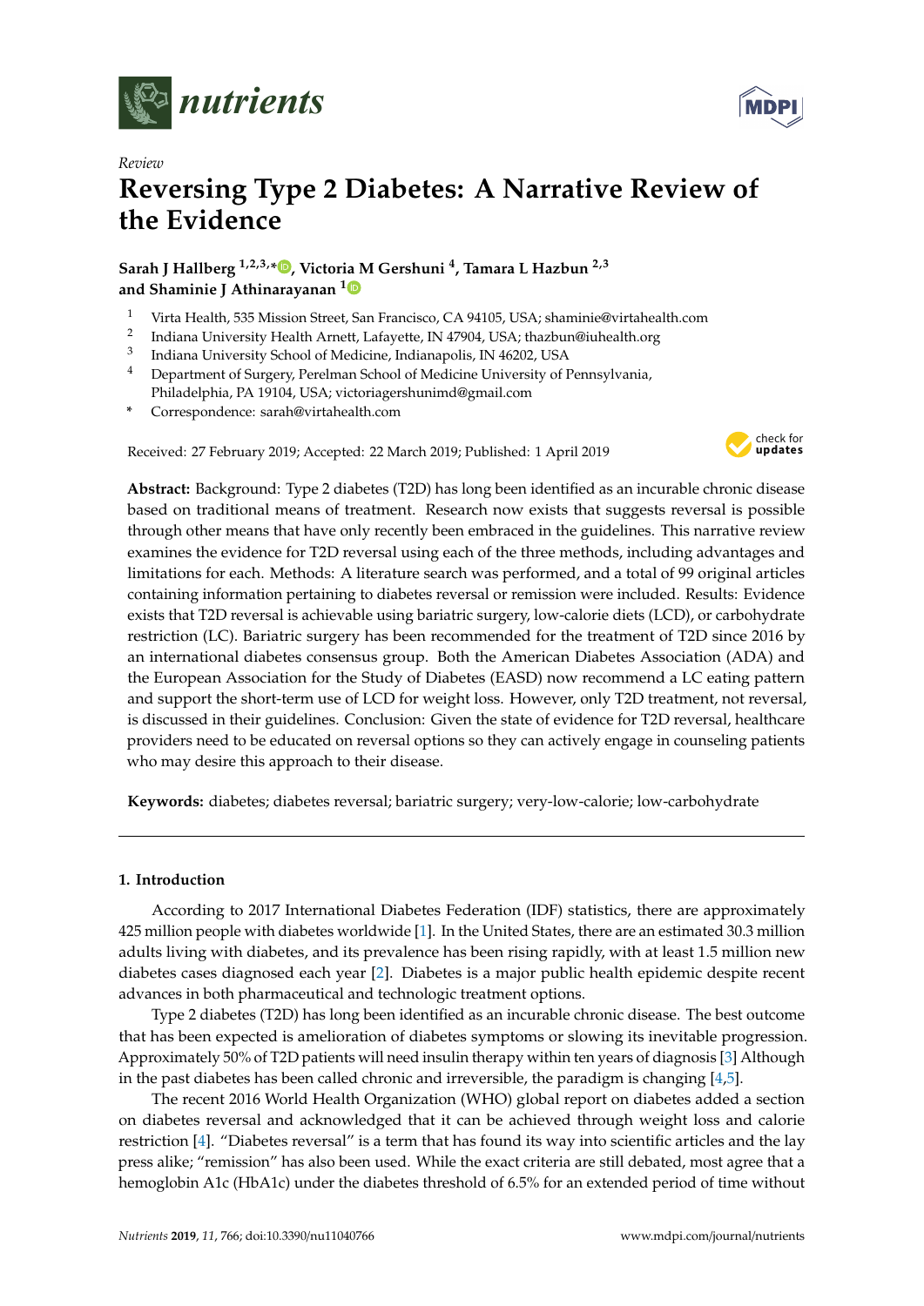*Review*

# Reversing Type 2 Diabetes: A Narrative Review of the Evidence

**Sarah J Hallberg [1,2,3,*], Victoria M Gershuni [4], Tamara L Hazbun [2,3] and Shaminie J Athinarayanan [1]**

[1] Virta Health, 535 Mission Street, San Francisco, CA 94105, USA; shaminie@virtahealth.com
[2] Indiana University Health Arnett, Lafayette, IN 47904, USA; thazbun@iuhealth.org
[3] Indiana University School of Medicine, Indianapolis, IN 46202, USA
[4] Department of Surgery, Perelman School of Medicine University of Pennsylvania, Philadelphia, PA 19104, USA; victoriagershunimd@gmail.com
[*] Correspondence: sarah@virtahealth.com

Received: 27 February 2019; Accepted: 22 March 2019; Published: 1 April 2019

**Abstract:** Background: Type 2 diabetes (T2D) has long been identified as an incurable chronic disease based on traditional means of treatment. Research now exists that suggests reversal is possible through other means that have only recently been embraced in the guidelines. This narrative review examines the evidence for T2D reversal using each of the three methods, including advantages and limitations for each. Methods: A literature search was performed, and a total of 99 original articles containing information pertaining to diabetes reversal or remission were included. Results: Evidence exists that T2D reversal is achievable using bariatric surgery, low-calorie diets (LCD), or carbohydrate restriction (LC). Bariatric surgery has been recommended for the treatment of T2D since 2016 by an international diabetes consensus group. Both the American Diabetes Association (ADA) and the European Association for the Study of Diabetes (EASD) now recommend a LC eating pattern and support the short-term use of LCD for weight loss. However, only T2D treatment, not reversal, is discussed in their guidelines. Conclusion: Given the state of evidence for T2D reversal, healthcare providers need to be educated on reversal options so they can actively engage in counseling patients who may desire this approach to their disease.

**Keywords:** diabetes; diabetes reversal; bariatric surgery; very-low-calorie; low-carbohydrate

## 1. Introduction

According to 2017 International Diabetes Federation (IDF) statistics, there are approximately 425 million people with diabetes worldwide [1]. In the United States, there are an estimated 30.3 million adults living with diabetes, and its prevalence has been rising rapidly, with at least 1.5 million new diabetes cases diagnosed each year [2]. Diabetes is a major public health epidemic despite recent advances in both pharmaceutical and technologic treatment options.

Type 2 diabetes (T2D) has long been identified as an incurable chronic disease. The best outcome that has been expected is amelioration of diabetes symptoms or slowing its inevitable progression. Approximately 50% of T2D patients will need insulin therapy within ten years of diagnosis [3] Although in the past diabetes has been called chronic and irreversible, the paradigm is changing [4,5].

The recent 2016 World Health Organization (WHO) global report on diabetes added a section on diabetes reversal and acknowledged that it can be achieved through weight loss and calorie restriction [4]. "Diabetes reversal" is a term that has found its way into scientific articles and the lay press alike; "remission" has also been used. While the exact criteria are still debated, most agree that a hemoglobin A1c (HbA1c) under the diabetes threshold of 6.5% for an extended period of time without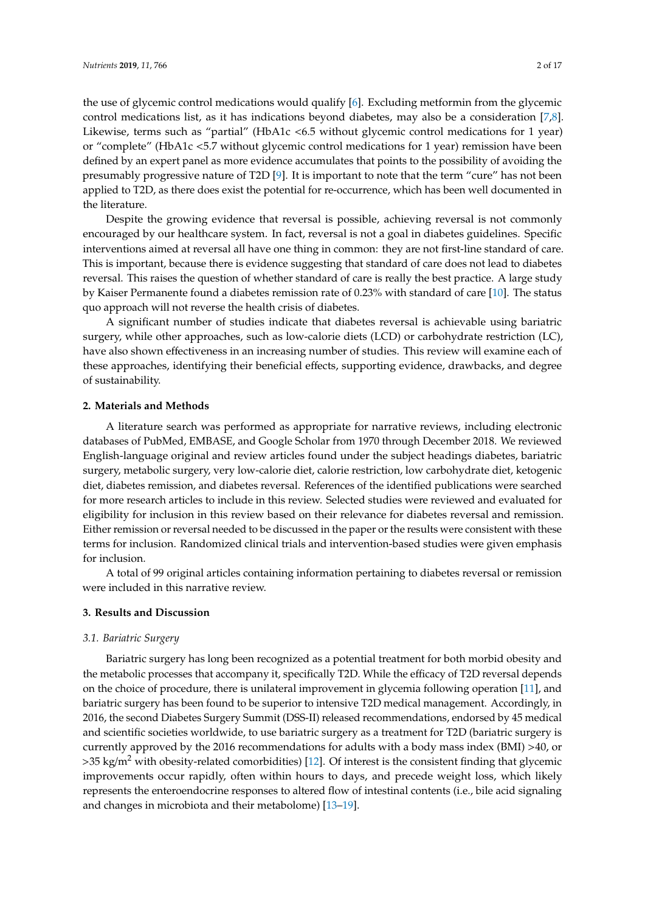the use of glycemic control medications would qualify [6]. Excluding metformin from the glycemic control medications list, as it has indications beyond diabetes, may also be a consideration [7,8]. Likewise, terms such as "partial" (HbA1c <6.5 without glycemic control medications for 1 year) or "complete" (HbA1c <5.7 without glycemic control medications for 1 year) remission have been defined by an expert panel as more evidence accumulates that points to the possibility of avoiding the presumably progressive nature of T2D [9]. It is important to note that the term "cure" has not been applied to T2D, as there does exist the potential for re-occurrence, which has been well documented in the literature.

Despite the growing evidence that reversal is possible, achieving reversal is not commonly encouraged by our healthcare system. In fact, reversal is not a goal in diabetes guidelines. Specific interventions aimed at reversal all have one thing in common: they are not first-line standard of care. This is important, because there is evidence suggesting that standard of care does not lead to diabetes reversal. This raises the question of whether standard of care is really the best practice. A large study by Kaiser Permanente found a diabetes remission rate of 0.23% with standard of care [10]. The status quo approach will not reverse the health crisis of diabetes.

A significant number of studies indicate that diabetes reversal is achievable using bariatric surgery, while other approaches, such as low-calorie diets (LCD) or carbohydrate restriction (LC), have also shown effectiveness in an increasing number of studies. This review will examine each of these approaches, identifying their beneficial effects, supporting evidence, drawbacks, and degree of sustainability.

## 2. Materials and Methods

A literature search was performed as appropriate for narrative reviews, including electronic databases of PubMed, EMBASE, and Google Scholar from 1970 through December 2018. We reviewed English-language original and review articles found under the subject headings diabetes, bariatric surgery, metabolic surgery, very low-calorie diet, calorie restriction, low carbohydrate diet, ketogenic diet, diabetes remission, and diabetes reversal. References of the identified publications were searched for more research articles to include in this review. Selected studies were reviewed and evaluated for eligibility for inclusion in this review based on their relevance for diabetes reversal and remission. Either remission or reversal needed to be discussed in the paper or the results were consistent with these terms for inclusion. Randomized clinical trials and intervention-based studies were given emphasis for inclusion.

A total of 99 original articles containing information pertaining to diabetes reversal or remission were included in this narrative review.

## 3. Results and Discussion

### 3.1. Bariatric Surgery

Bariatric surgery has long been recognized as a potential treatment for both morbid obesity and the metabolic processes that accompany it, specifically T2D. While the efficacy of T2D reversal depends on the choice of procedure, there is unilateral improvement in glycemia following operation [11], and bariatric surgery has been found to be superior to intensive T2D medical management. Accordingly, in 2016, the second Diabetes Surgery Summit (DSS-II) released recommendations, endorsed by 45 medical and scientific societies worldwide, to use bariatric surgery as a treatment for T2D (bariatric surgery is currently approved by the 2016 recommendations for adults with a body mass index (BMI) >40, or >35 kg/m$^2$ with obesity-related comorbidities) [12]. Of interest is the consistent finding that glycemic improvements occur rapidly, often within hours to days, and precede weight loss, which likely represents the enteroendocrine responses to altered flow of intestinal contents (i.e., bile acid signaling and changes in microbiota and their metabolome) [13–19].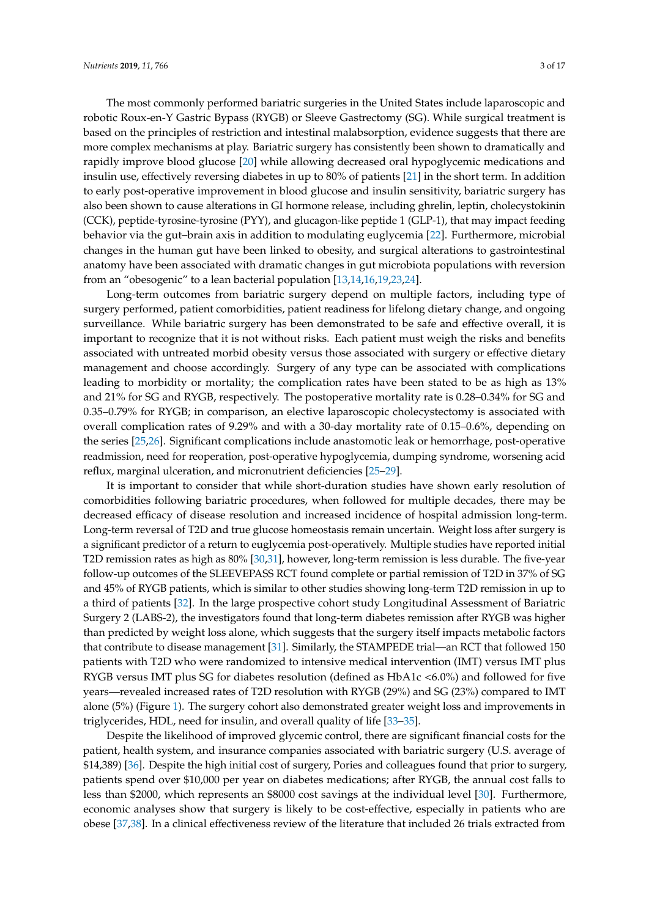The most commonly performed bariatric surgeries in the United States include laparoscopic and robotic Roux-en-Y Gastric Bypass (RYGB) or Sleeve Gastrectomy (SG). While surgical treatment is based on the principles of restriction and intestinal malabsorption, evidence suggests that there are more complex mechanisms at play. Bariatric surgery has consistently been shown to dramatically and rapidly improve blood glucose [20] while allowing decreased oral hypoglycemic medications and insulin use, effectively reversing diabetes in up to 80% of patients [21] in the short term. In addition to early post-operative improvement in blood glucose and insulin sensitivity, bariatric surgery has also been shown to cause alterations in GI hormone release, including ghrelin, leptin, cholecystokinin (CCK), peptide-tyrosine-tyrosine (PYY), and glucagon-like peptide 1 (GLP-1), that may impact feeding behavior via the gut–brain axis in addition to modulating euglycemia [22]. Furthermore, microbial changes in the human gut have been linked to obesity, and surgical alterations to gastrointestinal anatomy have been associated with dramatic changes in gut microbiota populations with reversion from an "obesogenic" to a lean bacterial population [13,14,16,19,23,24].

Long-term outcomes from bariatric surgery depend on multiple factors, including type of surgery performed, patient comorbidities, patient readiness for lifelong dietary change, and ongoing surveillance. While bariatric surgery has been demonstrated to be safe and effective overall, it is important to recognize that it is not without risks. Each patient must weigh the risks and benefits associated with untreated morbid obesity versus those associated with surgery or effective dietary management and choose accordingly. Surgery of any type can be associated with complications leading to morbidity or mortality; the complication rates have been stated to be as high as 13% and 21% for SG and RYGB, respectively. The postoperative mortality rate is 0.28–0.34% for SG and 0.35–0.79% for RYGB; in comparison, an elective laparoscopic cholecystectomy is associated with overall complication rates of 9.29% and with a 30-day mortality rate of 0.15–0.6%, depending on the series [25,26]. Significant complications include anastomotic leak or hemorrhage, post-operative readmission, need for reoperation, post-operative hypoglycemia, dumping syndrome, worsening acid reflux, marginal ulceration, and micronutrient deficiencies [25–29].

It is important to consider that while short-duration studies have shown early resolution of comorbidities following bariatric procedures, when followed for multiple decades, there may be decreased efficacy of disease resolution and increased incidence of hospital admission long-term. Long-term reversal of T2D and true glucose homeostasis remain uncertain. Weight loss after surgery is a significant predictor of a return to euglycemia post-operatively. Multiple studies have reported initial T2D remission rates as high as 80% [30,31], however, long-term remission is less durable. The five-year follow-up outcomes of the SLEEVEPASS RCT found complete or partial remission of T2D in 37% of SG and 45% of RYGB patients, which is similar to other studies showing long-term T2D remission in up to a third of patients [32]. In the large prospective cohort study Longitudinal Assessment of Bariatric Surgery 2 (LABS-2), the investigators found that long-term diabetes remission after RYGB was higher than predicted by weight loss alone, which suggests that the surgery itself impacts metabolic factors that contribute to disease management [31]. Similarly, the STAMPEDE trial—an RCT that followed 150 patients with T2D who were randomized to intensive medical intervention (IMT) versus IMT plus RYGB versus IMT plus SG for diabetes resolution (defined as HbA1c <6.0%) and followed for five years—revealed increased rates of T2D resolution with RYGB (29%) and SG (23%) compared to IMT alone (5%) (Figure 1). The surgery cohort also demonstrated greater weight loss and improvements in triglycerides, HDL, need for insulin, and overall quality of life [33–35].

Despite the likelihood of improved glycemic control, there are significant financial costs for the patient, health system, and insurance companies associated with bariatric surgery (U.S. average of $14,389) [36]. Despite the high initial cost of surgery, Pories and colleagues found that prior to surgery, patients spend over $10,000 per year on diabetes medications; after RYGB, the annual cost falls to less than $2000, which represents an $8000 cost savings at the individual level [30]. Furthermore, economic analyses show that surgery is likely to be cost-effective, especially in patients who are obese [37,38]. In a clinical effectiveness review of the literature that included 26 trials extracted from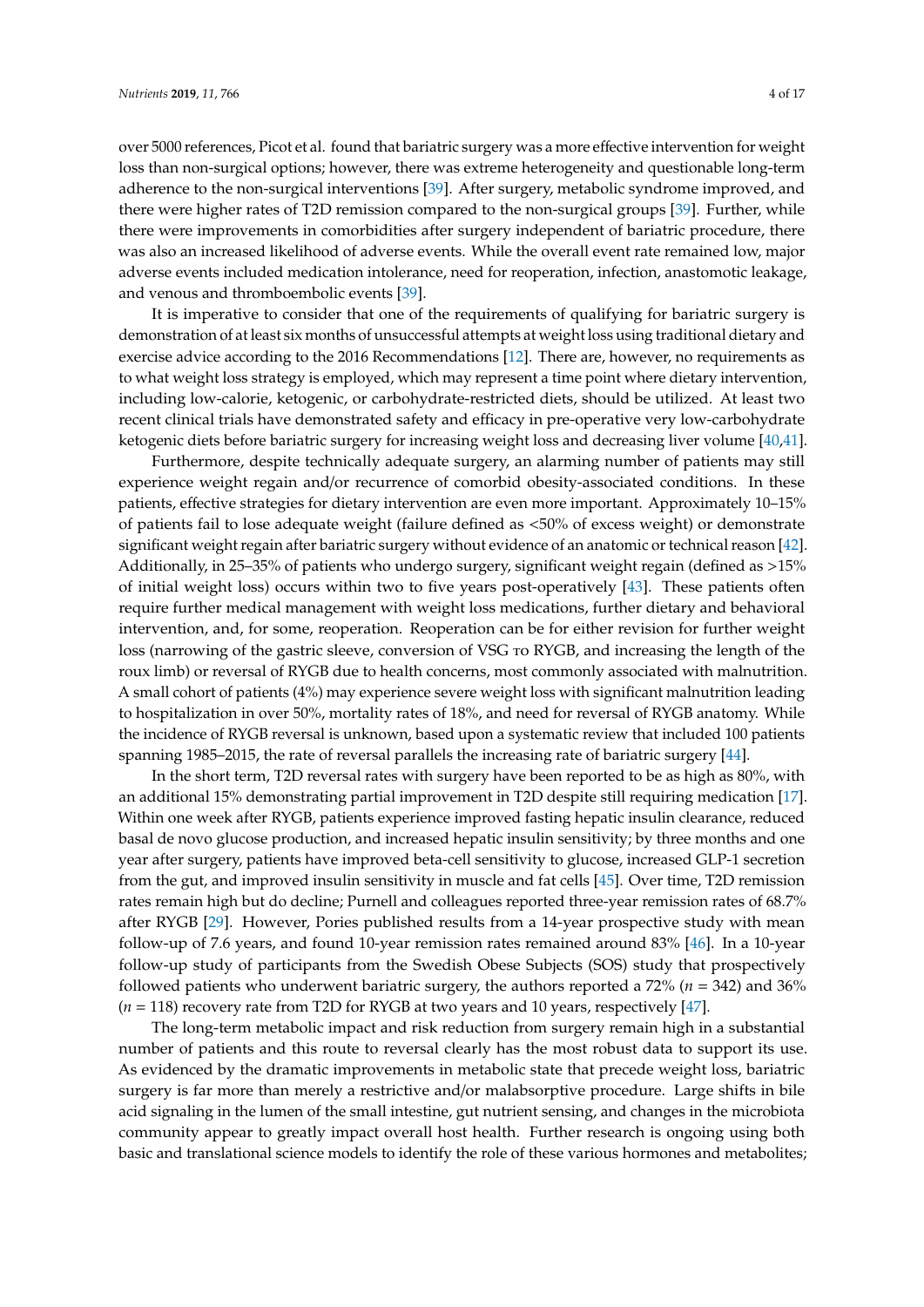over 5000 references, Picot et al. found that bariatric surgery was a more effective intervention for weight loss than non-surgical options; however, there was extreme heterogeneity and questionable long-term adherence to the non-surgical interventions [39]. After surgery, metabolic syndrome improved, and there were higher rates of T2D remission compared to the non-surgical groups [39]. Further, while there were improvements in comorbidities after surgery independent of bariatric procedure, there was also an increased likelihood of adverse events. While the overall event rate remained low, major adverse events included medication intolerance, need for reoperation, infection, anastomotic leakage, and venous and thromboembolic events [39].

It is imperative to consider that one of the requirements of qualifying for bariatric surgery is demonstration of at least six months of unsuccessful attempts at weight loss using traditional dietary and exercise advice according to the 2016 Recommendations [12]. There are, however, no requirements as to what weight loss strategy is employed, which may represent a time point where dietary intervention, including low-calorie, ketogenic, or carbohydrate-restricted diets, should be utilized. At least two recent clinical trials have demonstrated safety and efficacy in pre-operative very low-carbohydrate ketogenic diets before bariatric surgery for increasing weight loss and decreasing liver volume [40,41].

Furthermore, despite technically adequate surgery, an alarming number of patients may still experience weight regain and/or recurrence of comorbid obesity-associated conditions. In these patients, effective strategies for dietary intervention are even more important. Approximately 10–15% of patients fail to lose adequate weight (failure defined as <50% of excess weight) or demonstrate significant weight regain after bariatric surgery without evidence of an anatomic or technical reason [42]. Additionally, in 25–35% of patients who undergo surgery, significant weight regain (defined as >15% of initial weight loss) occurs within two to five years post-operatively [43]. These patients often require further medical management with weight loss medications, further dietary and behavioral intervention, and, for some, reoperation. Reoperation can be for either revision for further weight loss (narrowing of the gastric sleeve, conversion of VSG to RYGB, and increasing the length of the roux limb) or reversal of RYGB due to health concerns, most commonly associated with malnutrition. A small cohort of patients (4%) may experience severe weight loss with significant malnutrition leading to hospitalization in over 50%, mortality rates of 18%, and need for reversal of RYGB anatomy. While the incidence of RYGB reversal is unknown, based upon a systematic review that included 100 patients spanning 1985–2015, the rate of reversal parallels the increasing rate of bariatric surgery [44].

In the short term, T2D reversal rates with surgery have been reported to be as high as 80%, with an additional 15% demonstrating partial improvement in T2D despite still requiring medication [17]. Within one week after RYGB, patients experience improved fasting hepatic insulin clearance, reduced basal de novo glucose production, and increased hepatic insulin sensitivity; by three months and one year after surgery, patients have improved beta-cell sensitivity to glucose, increased GLP-1 secretion from the gut, and improved insulin sensitivity in muscle and fat cells [45]. Over time, T2D remission rates remain high but do decline; Purnell and colleagues reported three-year remission rates of 68.7% after RYGB [29]. However, Pories published results from a 14-year prospective study with mean follow-up of 7.6 years, and found 10-year remission rates remained around 83% [46]. In a 10-year follow-up study of participants from the Swedish Obese Subjects (SOS) study that prospectively followed patients who underwent bariatric surgery, the authors reported a 72% ($n$ = 342) and 36% ($n$ = 118) recovery rate from T2D for RYGB at two years and 10 years, respectively [47].

The long-term metabolic impact and risk reduction from surgery remain high in a substantial number of patients and this route to reversal clearly has the most robust data to support its use. As evidenced by the dramatic improvements in metabolic state that precede weight loss, bariatric surgery is far more than merely a restrictive and/or malabsorptive procedure. Large shifts in bile acid signaling in the lumen of the small intestine, gut nutrient sensing, and changes in the microbiota community appear to greatly impact overall host health. Further research is ongoing using both basic and translational science models to identify the role of these various hormones and metabolites;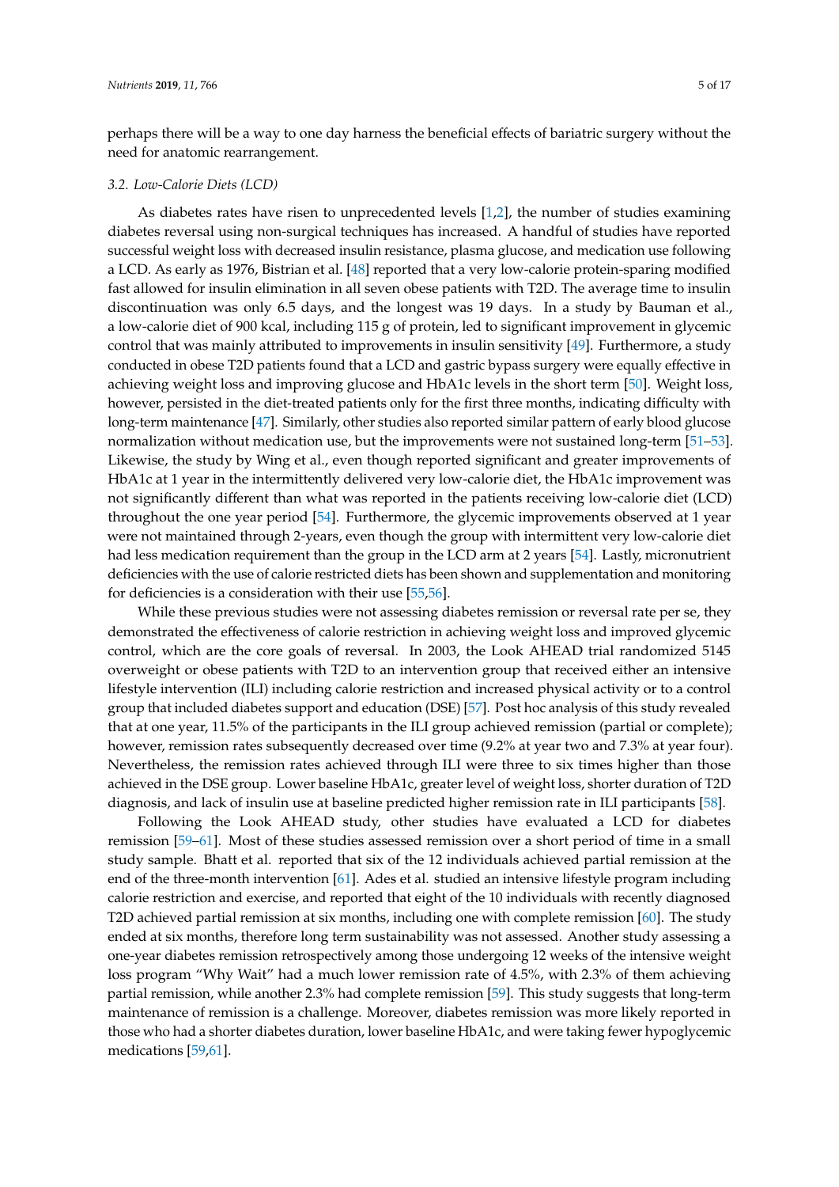perhaps there will be a way to one day harness the beneficial effects of bariatric surgery without the need for anatomic rearrangement.

### *3.2. Low-Calorie Diets (LCD)*

As diabetes rates have risen to unprecedented levels [1,2], the number of studies examining diabetes reversal using non-surgical techniques has increased. A handful of studies have reported successful weight loss with decreased insulin resistance, plasma glucose, and medication use following a LCD. As early as 1976, Bistrian et al. [48] reported that a very low-calorie protein-sparing modified fast allowed for insulin elimination in all seven obese patients with T2D. The average time to insulin discontinuation was only 6.5 days, and the longest was 19 days. In a study by Bauman et al., a low-calorie diet of 900 kcal, including 115 g of protein, led to significant improvement in glycemic control that was mainly attributed to improvements in insulin sensitivity [49]. Furthermore, a study conducted in obese T2D patients found that a LCD and gastric bypass surgery were equally effective in achieving weight loss and improving glucose and HbA1c levels in the short term [50]. Weight loss, however, persisted in the diet-treated patients only for the first three months, indicating difficulty with long-term maintenance [47]. Similarly, other studies also reported similar pattern of early blood glucose normalization without medication use, but the improvements were not sustained long-term [51–53]. Likewise, the study by Wing et al., even though reported significant and greater improvements of HbA1c at 1 year in the intermittently delivered very low-calorie diet, the HbA1c improvement was not significantly different than what was reported in the patients receiving low-calorie diet (LCD) throughout the one year period [54]. Furthermore, the glycemic improvements observed at 1 year were not maintained through 2-years, even though the group with intermittent very low-calorie diet had less medication requirement than the group in the LCD arm at 2 years [54]. Lastly, micronutrient deficiencies with the use of calorie restricted diets has been shown and supplementation and monitoring for deficiencies is a consideration with their use [55,56].

While these previous studies were not assessing diabetes remission or reversal rate per se, they demonstrated the effectiveness of calorie restriction in achieving weight loss and improved glycemic control, which are the core goals of reversal. In 2003, the Look AHEAD trial randomized 5145 overweight or obese patients with T2D to an intervention group that received either an intensive lifestyle intervention (ILI) including calorie restriction and increased physical activity or to a control group that included diabetes support and education (DSE) [57]. Post hoc analysis of this study revealed that at one year, 11.5% of the participants in the ILI group achieved remission (partial or complete); however, remission rates subsequently decreased over time (9.2% at year two and 7.3% at year four). Nevertheless, the remission rates achieved through ILI were three to six times higher than those achieved in the DSE group. Lower baseline HbA1c, greater level of weight loss, shorter duration of T2D diagnosis, and lack of insulin use at baseline predicted higher remission rate in ILI participants [58].

Following the Look AHEAD study, other studies have evaluated a LCD for diabetes remission [59–61]. Most of these studies assessed remission over a short period of time in a small study sample. Bhatt et al. reported that six of the 12 individuals achieved partial remission at the end of the three-month intervention [61]. Ades et al. studied an intensive lifestyle program including calorie restriction and exercise, and reported that eight of the 10 individuals with recently diagnosed T2D achieved partial remission at six months, including one with complete remission [60]. The study ended at six months, therefore long term sustainability was not assessed. Another study assessing a one-year diabetes remission retrospectively among those undergoing 12 weeks of the intensive weight loss program "Why Wait" had a much lower remission rate of 4.5%, with 2.3% of them achieving partial remission, while another 2.3% had complete remission [59]. This study suggests that long-term maintenance of remission is a challenge. Moreover, diabetes remission was more likely reported in those who had a shorter diabetes duration, lower baseline HbA1c, and were taking fewer hypoglycemic medications [59,61].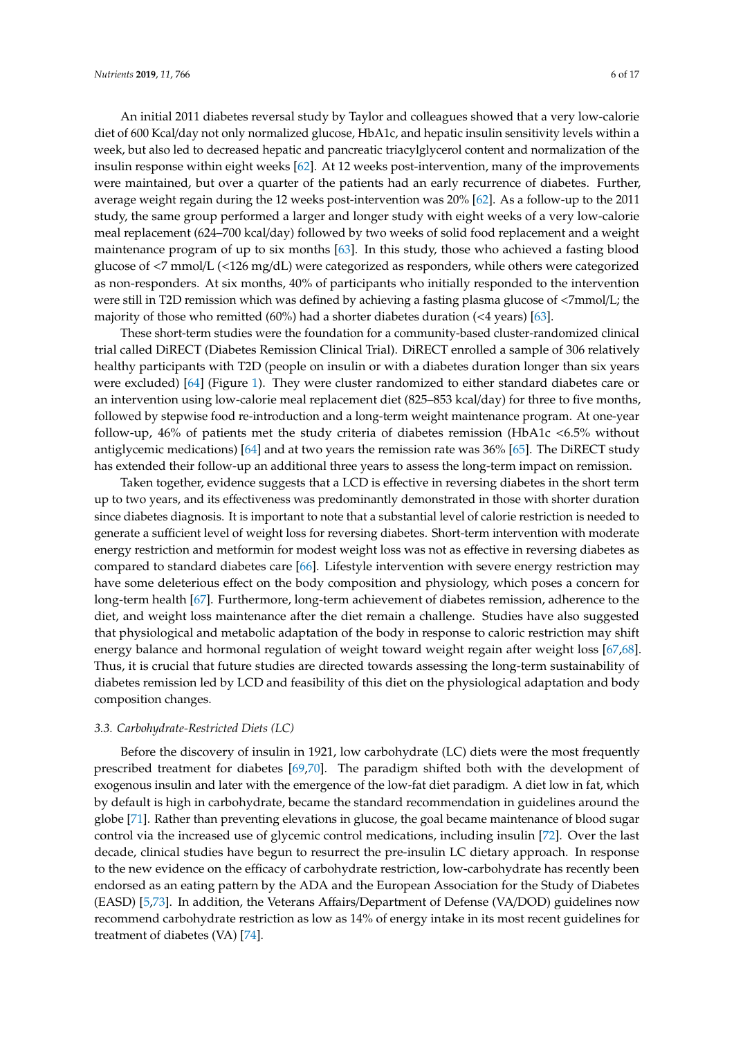An initial 2011 diabetes reversal study by Taylor and colleagues showed that a very low-calorie diet of 600 Kcal/day not only normalized glucose, HbA1c, and hepatic insulin sensitivity levels within a week, but also led to decreased hepatic and pancreatic triacylglycerol content and normalization of the insulin response within eight weeks [62]. At 12 weeks post-intervention, many of the improvements were maintained, but over a quarter of the patients had an early recurrence of diabetes. Further, average weight regain during the 12 weeks post-intervention was 20% [62]. As a follow-up to the 2011 study, the same group performed a larger and longer study with eight weeks of a very low-calorie meal replacement (624–700 kcal/day) followed by two weeks of solid food replacement and a weight maintenance program of up to six months [63]. In this study, those who achieved a fasting blood glucose of <7 mmol/L (<126 mg/dL) were categorized as responders, while others were categorized as non-responders. At six months, 40% of participants who initially responded to the intervention were still in T2D remission which was defined by achieving a fasting plasma glucose of <7mmol/L; the majority of those who remitted (60%) had a shorter diabetes duration (<4 years) [63].

These short-term studies were the foundation for a community-based cluster-randomized clinical trial called DiRECT (Diabetes Remission Clinical Trial). DiRECT enrolled a sample of 306 relatively healthy participants with T2D (people on insulin or with a diabetes duration longer than six years were excluded) [64] (Figure 1). They were cluster randomized to either standard diabetes care or an intervention using low-calorie meal replacement diet (825–853 kcal/day) for three to five months, followed by stepwise food re-introduction and a long-term weight maintenance program. At one-year follow-up, 46% of patients met the study criteria of diabetes remission (HbA1c <6.5% without antiglycemic medications) [64] and at two years the remission rate was 36% [65]. The DiRECT study has extended their follow-up an additional three years to assess the long-term impact on remission.

Taken together, evidence suggests that a LCD is effective in reversing diabetes in the short term up to two years, and its effectiveness was predominantly demonstrated in those with shorter duration since diabetes diagnosis. It is important to note that a substantial level of calorie restriction is needed to generate a sufficient level of weight loss for reversing diabetes. Short-term intervention with moderate energy restriction and metformin for modest weight loss was not as effective in reversing diabetes as compared to standard diabetes care [66]. Lifestyle intervention with severe energy restriction may have some deleterious effect on the body composition and physiology, which poses a concern for long-term health [67]. Furthermore, long-term achievement of diabetes remission, adherence to the diet, and weight loss maintenance after the diet remain a challenge. Studies have also suggested that physiological and metabolic adaptation of the body in response to caloric restriction may shift energy balance and hormonal regulation of weight toward weight regain after weight loss [67,68]. Thus, it is crucial that future studies are directed towards assessing the long-term sustainability of diabetes remission led by LCD and feasibility of this diet on the physiological adaptation and body composition changes.

### 3.3. Carbohydrate-Restricted Diets (LC)

Before the discovery of insulin in 1921, low carbohydrate (LC) diets were the most frequently prescribed treatment for diabetes [69,70]. The paradigm shifted both with the development of exogenous insulin and later with the emergence of the low-fat diet paradigm. A diet low in fat, which by default is high in carbohydrate, became the standard recommendation in guidelines around the globe [71]. Rather than preventing elevations in glucose, the goal became maintenance of blood sugar control via the increased use of glycemic control medications, including insulin [72]. Over the last decade, clinical studies have begun to resurrect the pre-insulin LC dietary approach. In response to the new evidence on the efficacy of carbohydrate restriction, low-carbohydrate has recently been endorsed as an eating pattern by the ADA and the European Association for the Study of Diabetes (EASD) [5,73]. In addition, the Veterans Affairs/Department of Defense (VA/DOD) guidelines now recommend carbohydrate restriction as low as 14% of energy intake in its most recent guidelines for treatment of diabetes (VA) [74].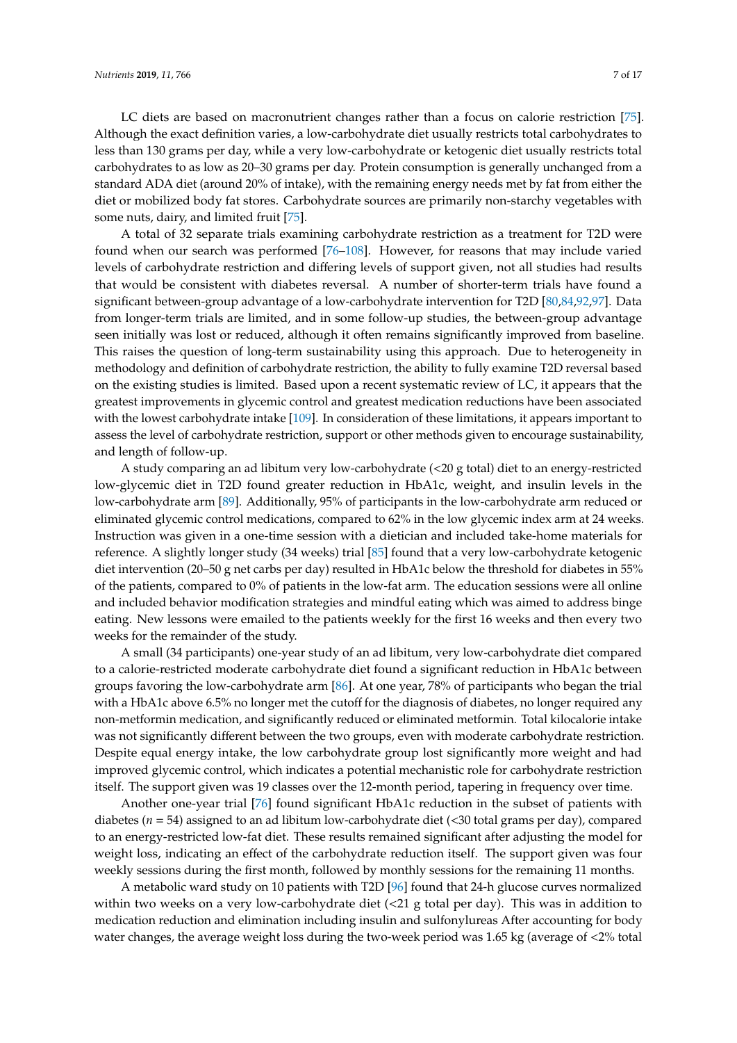LC diets are based on macronutrient changes rather than a focus on calorie restriction [75]. Although the exact definition varies, a low-carbohydrate diet usually restricts total carbohydrates to less than 130 grams per day, while a very low-carbohydrate or ketogenic diet usually restricts total carbohydrates to as low as 20–30 grams per day. Protein consumption is generally unchanged from a standard ADA diet (around 20% of intake), with the remaining energy needs met by fat from either the diet or mobilized body fat stores. Carbohydrate sources are primarily non-starchy vegetables with some nuts, dairy, and limited fruit [75].

A total of 32 separate trials examining carbohydrate restriction as a treatment for T2D were found when our search was performed [76–108]. However, for reasons that may include varied levels of carbohydrate restriction and differing levels of support given, not all studies had results that would be consistent with diabetes reversal. A number of shorter-term trials have found a significant between-group advantage of a low-carbohydrate intervention for T2D [80,84,92,97]. Data from longer-term trials are limited, and in some follow-up studies, the between-group advantage seen initially was lost or reduced, although it often remains significantly improved from baseline. This raises the question of long-term sustainability using this approach. Due to heterogeneity in methodology and definition of carbohydrate restriction, the ability to fully examine T2D reversal based on the existing studies is limited. Based upon a recent systematic review of LC, it appears that the greatest improvements in glycemic control and greatest medication reductions have been associated with the lowest carbohydrate intake [109]. In consideration of these limitations, it appears important to assess the level of carbohydrate restriction, support or other methods given to encourage sustainability, and length of follow-up.

A study comparing an ad libitum very low-carbohydrate (<20 g total) diet to an energy-restricted low-glycemic diet in T2D found greater reduction in HbA1c, weight, and insulin levels in the low-carbohydrate arm [89]. Additionally, 95% of participants in the low-carbohydrate arm reduced or eliminated glycemic control medications, compared to 62% in the low glycemic index arm at 24 weeks. Instruction was given in a one-time session with a dietician and included take-home materials for reference. A slightly longer study (34 weeks) trial [85] found that a very low-carbohydrate ketogenic diet intervention (20–50 g net carbs per day) resulted in HbA1c below the threshold for diabetes in 55% of the patients, compared to 0% of patients in the low-fat arm. The education sessions were all online and included behavior modification strategies and mindful eating which was aimed to address binge eating. New lessons were emailed to the patients weekly for the first 16 weeks and then every two weeks for the remainder of the study.

A small (34 participants) one-year study of an ad libitum, very low-carbohydrate diet compared to a calorie-restricted moderate carbohydrate diet found a significant reduction in HbA1c between groups favoring the low-carbohydrate arm [86]. At one year, 78% of participants who began the trial with a HbA1c above 6.5% no longer met the cutoff for the diagnosis of diabetes, no longer required any non-metformin medication, and significantly reduced or eliminated metformin. Total kilocalorie intake was not significantly different between the two groups, even with moderate carbohydrate restriction. Despite equal energy intake, the low carbohydrate group lost significantly more weight and had improved glycemic control, which indicates a potential mechanistic role for carbohydrate restriction itself. The support given was 19 classes over the 12-month period, tapering in frequency over time.

Another one-year trial [76] found significant HbA1c reduction in the subset of patients with diabetes ($n$ = 54) assigned to an ad libitum low-carbohydrate diet (<30 total grams per day), compared to an energy-restricted low-fat diet. These results remained significant after adjusting the model for weight loss, indicating an effect of the carbohydrate reduction itself. The support given was four weekly sessions during the first month, followed by monthly sessions for the remaining 11 months.

A metabolic ward study on 10 patients with T2D [96] found that 24-h glucose curves normalized within two weeks on a very low-carbohydrate diet (<21 g total per day). This was in addition to medication reduction and elimination including insulin and sulfonylureas After accounting for body water changes, the average weight loss during the two-week period was 1.65 kg (average of <2% total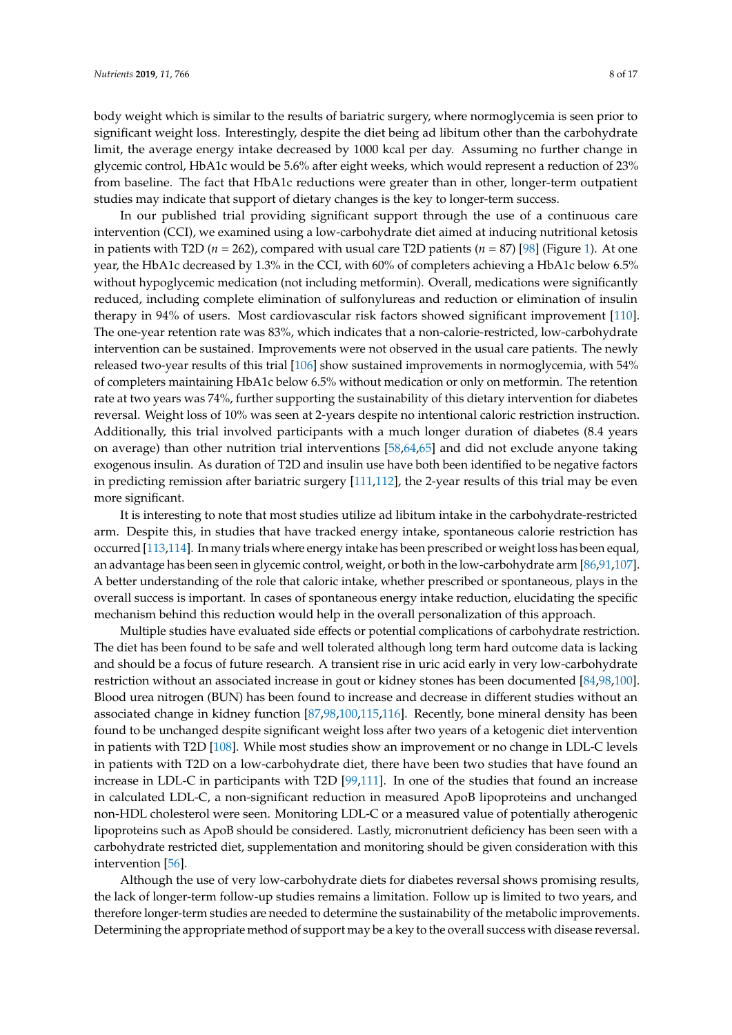body weight which is similar to the results of bariatric surgery, where normoglycemia is seen prior to significant weight loss. Interestingly, despite the diet being ad libitum other than the carbohydrate limit, the average energy intake decreased by 1000 kcal per day. Assuming no further change in glycemic control, HbA1c would be 5.6% after eight weeks, which would represent a reduction of 23% from baseline. The fact that HbA1c reductions were greater than in other, longer-term outpatient studies may indicate that support of dietary changes is the key to longer-term success.

In our published trial providing significant support through the use of a continuous care intervention (CCI), we examined using a low-carbohydrate diet aimed at inducing nutritional ketosis in patients with T2D ($n$ = 262), compared with usual care T2D patients ($n$ = 87) [98] (Figure 1). At one year, the HbA1c decreased by 1.3% in the CCI, with 60% of completers achieving a HbA1c below 6.5% without hypoglycemic medication (not including metformin). Overall, medications were significantly reduced, including complete elimination of sulfonylureas and reduction or elimination of insulin therapy in 94% of users. Most cardiovascular risk factors showed significant improvement [110]. The one-year retention rate was 83%, which indicates that a non-calorie-restricted, low-carbohydrate intervention can be sustained. Improvements were not observed in the usual care patients. The newly released two-year results of this trial [106] show sustained improvements in normoglycemia, with 54% of completers maintaining HbA1c below 6.5% without medication or only on metformin. The retention rate at two years was 74%, further supporting the sustainability of this dietary intervention for diabetes reversal. Weight loss of 10% was seen at 2-years despite no intentional caloric restriction instruction. Additionally, this trial involved participants with a much longer duration of diabetes (8.4 years on average) than other nutrition trial interventions [58,64,65] and did not exclude anyone taking exogenous insulin. As duration of T2D and insulin use have both been identified to be negative factors in predicting remission after bariatric surgery [111,112], the 2-year results of this trial may be even more significant.

It is interesting to note that most studies utilize ad libitum intake in the carbohydrate-restricted arm. Despite this, in studies that have tracked energy intake, spontaneous calorie restriction has occurred [113,114]. In many trials where energy intake has been prescribed or weight loss has been equal, an advantage has been seen in glycemic control, weight, or both in the low-carbohydrate arm [86,91,107]. A better understanding of the role that caloric intake, whether prescribed or spontaneous, plays in the overall success is important. In cases of spontaneous energy intake reduction, elucidating the specific mechanism behind this reduction would help in the overall personalization of this approach.

Multiple studies have evaluated side effects or potential complications of carbohydrate restriction. The diet has been found to be safe and well tolerated although long term hard outcome data is lacking and should be a focus of future research. A transient rise in uric acid early in very low-carbohydrate restriction without an associated increase in gout or kidney stones has been documented [84,98,100]. Blood urea nitrogen (BUN) has been found to increase and decrease in different studies without an associated change in kidney function [87,98,100,115,116]. Recently, bone mineral density has been found to be unchanged despite significant weight loss after two years of a ketogenic diet intervention in patients with T2D [108]. While most studies show an improvement or no change in LDL-C levels in patients with T2D on a low-carbohydrate diet, there have been two studies that have found an increase in LDL-C in participants with T2D [99,111]. In one of the studies that found an increase in calculated LDL-C, a non-significant reduction in measured ApoB lipoproteins and unchanged non-HDL cholesterol were seen. Monitoring LDL-C or a measured value of potentially atherogenic lipoproteins such as ApoB should be considered. Lastly, micronutrient deficiency has been seen with a carbohydrate restricted diet, supplementation and monitoring should be given consideration with this intervention [56].

Although the use of very low-carbohydrate diets for diabetes reversal shows promising results, the lack of longer-term follow-up studies remains a limitation. Follow up is limited to two years, and therefore longer-term studies are needed to determine the sustainability of the metabolic improvements. Determining the appropriate method of support may be a key to the overall success with disease reversal.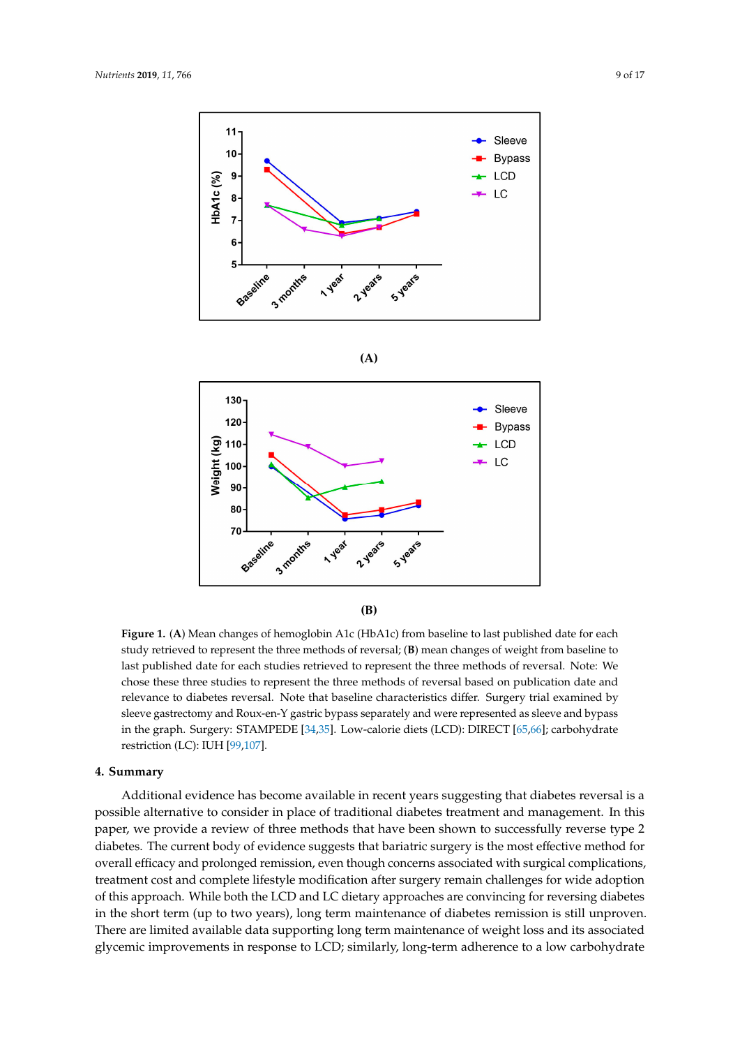**(A)**

**(B)**

**Figure 1.** (**A**) Mean changes of hemoglobin A1c (HbA1c) from baseline to last published date for each study retrieved to represent the three methods of reversal; (**B**) mean changes of weight from baseline to last published date for each studies retrieved to represent the three methods of reversal. Note: We chose these three studies to represent the three methods of reversal based on publication date and relevance to diabetes reversal. Note that baseline characteristics differ. Surgery trial examined by sleeve gastrectomy and Roux-en-Y gastric bypass separately and were represented as sleeve and bypass in the graph. Surgery: STAMPEDE [34,35]. Low-calorie diets (LCD): DIRECT [65,66]; carbohydrate restriction (LC): IUH [99,107].

## 4. Summary

Additional evidence has become available in recent years suggesting that diabetes reversal is a possible alternative to consider in place of traditional diabetes treatment and management. In this paper, we provide a review of three methods that have been shown to successfully reverse type 2 diabetes. The current body of evidence suggests that bariatric surgery is the most effective method for overall efficacy and prolonged remission, even though concerns associated with surgical complications, treatment cost and complete lifestyle modification after surgery remain challenges for wide adoption of this approach. While both the LCD and LC dietary approaches are convincing for reversing diabetes in the short term (up to two years), long term maintenance of diabetes remission is still unproven. There are limited available data supporting long term maintenance of weight loss and its associated glycemic improvements in response to LCD; similarly, long-term adherence to a low carbohydrate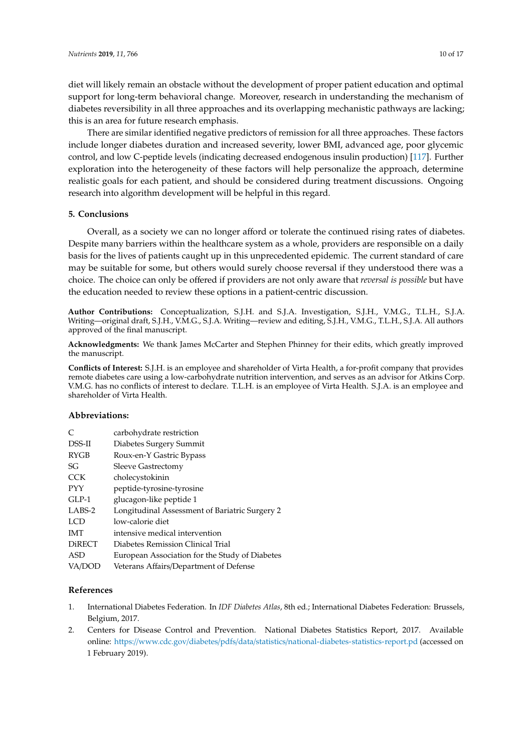diet will likely remain an obstacle without the development of proper patient education and optimal support for long-term behavioral change. Moreover, research in understanding the mechanism of diabetes reversibility in all three approaches and its overlapping mechanistic pathways are lacking; this is an area for future research emphasis.

There are similar identified negative predictors of remission for all three approaches. These factors include longer diabetes duration and increased severity, lower BMI, advanced age, poor glycemic control, and low C-peptide levels (indicating decreased endogenous insulin production) [117]. Further exploration into the heterogeneity of these factors will help personalize the approach, determine realistic goals for each patient, and should be considered during treatment discussions. Ongoing research into algorithm development will be helpful in this regard.

## 5. Conclusions

Overall, as a society we can no longer afford or tolerate the continued rising rates of diabetes. Despite many barriers within the healthcare system as a whole, providers are responsible on a daily basis for the lives of patients caught up in this unprecedented epidemic. The current standard of care may be suitable for some, but others would surely choose reversal if they understood there was a choice. The choice can only be offered if providers are not only aware that *reversal is possible* but have the education needed to review these options in a patient-centric discussion.

**Author Contributions:** Conceptualization, S.J.H. and S.J.A. Investigation, S.J.H., V.M.G., T.L.H., S.J.A. Writing—original draft, S.J.H., V.M.G., S.J.A. Writing—review and editing, S.J.H., V.M.G., T.L.H., S.J.A. All authors approved of the final manuscript.

**Acknowledgments:** We thank James McCarter and Stephen Phinney for their edits, which greatly improved the manuscript.

**Conflicts of Interest:** S.J.H. is an employee and shareholder of Virta Health, a for-profit company that provides remote diabetes care using a low-carbohydrate nutrition intervention, and serves as an advisor for Atkins Corp. V.M.G. has no conflicts of interest to declare. T.L.H. is an employee of Virta Health. S.J.A. is an employee and shareholder of Virta Health.

## Abbreviations:

| | |
|---|---|
| C | carbohydrate restriction |
| DSS-II | Diabetes Surgery Summit |
| RYGB | Roux-en-Y Gastric Bypass |
| SG | Sleeve Gastrectomy |
| CCK | cholecystokinin |
| PYY | peptide-tyrosine-tyrosine |
| GLP-1 | glucagon-like peptide 1 |
| LABS-2 | Longitudinal Assessment of Bariatric Surgery 2 |
| LCD | low-calorie diet |
| IMT | intensive medical intervention |
| DiRECT | Diabetes Remission Clinical Trial |
| ASD | European Association for the Study of Diabetes |
| VA/DOD | Veterans Affairs/Department of Defense |

## References

1. International Diabetes Federation. In *IDF Diabetes Atlas*, 8th ed.; International Diabetes Federation: Brussels, Belgium, 2017.
2. Centers for Disease Control and Prevention. National Diabetes Statistics Report, 2017. Available online: https://www.cdc.gov/diabetes/pdfs/data/statistics/national-diabetes-statistics-report.pd (accessed on 1 February 2019).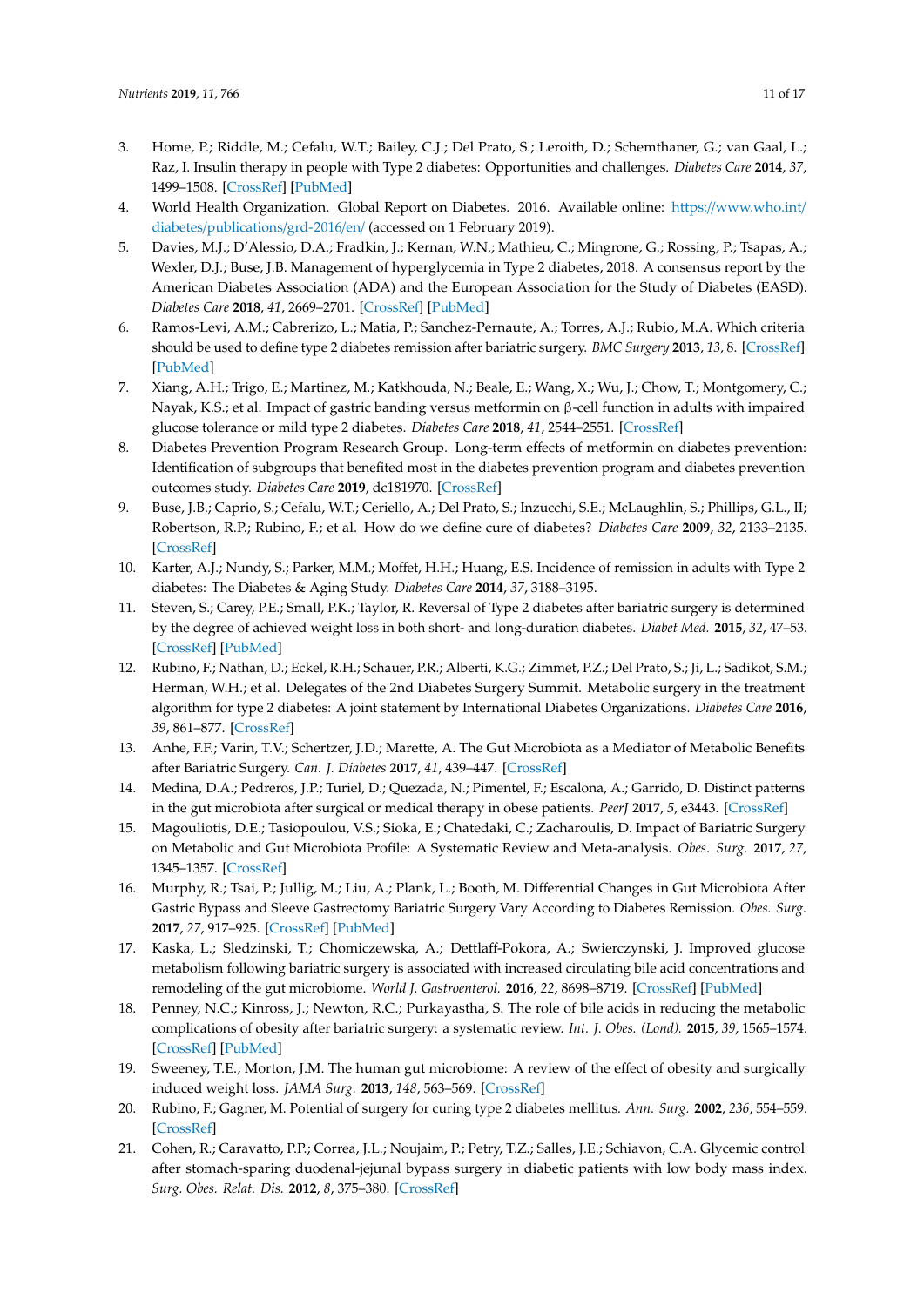3. Home, P.; Riddle, M.; Cefalu, W.T.; Bailey, C.J.; Del Prato, S.; Leroith, D.; Schemthaner, G.; van Gaal, L.; Raz, I. Insulin therapy in people with Type 2 diabetes: Opportunities and challenges. *Diabetes Care* **2014**, *37*, 1499–1508. [CrossRef] [PubMed]
4. World Health Organization. Global Report on Diabetes. 2016. Available online: https://www.who.int/diabetes/publications/grd-2016/en/ (accessed on 1 February 2019).
5. Davies, M.J.; D'Alessio, D.A.; Fradkin, J.; Kernan, W.N.; Mathieu, C.; Mingrone, G.; Rossing, P.; Tsapas, A.; Wexler, D.J.; Buse, J.B. Management of hyperglycemia in Type 2 diabetes, 2018. A consensus report by the American Diabetes Association (ADA) and the European Association for the Study of Diabetes (EASD). *Diabetes Care* **2018**, *41*, 2669–2701. [CrossRef] [PubMed]
6. Ramos-Levi, A.M.; Cabrerizo, L.; Matia, P.; Sanchez-Pernaute, A.; Torres, A.J.; Rubio, M.A. Which criteria should be used to define type 2 diabetes remission after bariatric surgery. *BMC Surgery* **2013**, *13*, 8. [CrossRef] [PubMed]
7. Xiang, A.H.; Trigo, E.; Martinez, M.; Katkhouda, N.; Beale, E.; Wang, X.; Wu, J.; Chow, T.; Montgomery, C.; Nayak, K.S.; et al. Impact of gastric banding versus metformin on β-cell function in adults with impaired glucose tolerance or mild type 2 diabetes. *Diabetes Care* **2018**, *41*, 2544–2551. [CrossRef]
8. Diabetes Prevention Program Research Group. Long-term effects of metformin on diabetes prevention: Identification of subgroups that benefited most in the diabetes prevention program and diabetes prevention outcomes study. *Diabetes Care* **2019**, dc181970. [CrossRef]
9. Buse, J.B.; Caprio, S.; Cefalu, W.T.; Ceriello, A.; Del Prato, S.; Inzucchi, S.E.; McLaughlin, S.; Phillips, G.L., II; Robertson, R.P.; Rubino, F.; et al. How do we define cure of diabetes? *Diabetes Care* **2009**, *32*, 2133–2135. [CrossRef]
10. Karter, A.J.; Nundy, S.; Parker, M.M.; Moffet, H.H.; Huang, E.S. Incidence of remission in adults with Type 2 diabetes: The Diabetes & Aging Study. *Diabetes Care* **2014**, *37*, 3188–3195.
11. Steven, S.; Carey, P.E.; Small, P.K.; Taylor, R. Reversal of Type 2 diabetes after bariatric surgery is determined by the degree of achieved weight loss in both short- and long-duration diabetes. *Diabet Med.* **2015**, *32*, 47–53. [CrossRef] [PubMed]
12. Rubino, F.; Nathan, D.; Eckel, R.H.; Schauer, P.R.; Alberti, K.G.; Zimmet, P.Z.; Del Prato, S.; Ji, L.; Sadikot, S.M.; Herman, W.H.; et al. Delegates of the 2nd Diabetes Surgery Summit. Metabolic surgery in the treatment algorithm for type 2 diabetes: A joint statement by International Diabetes Organizations. *Diabetes Care* **2016**, *39*, 861–877. [CrossRef]
13. Anhe, F.F.; Varin, T.V.; Schertzer, J.D.; Marette, A. The Gut Microbiota as a Mediator of Metabolic Benefits after Bariatric Surgery. *Can. J. Diabetes* **2017**, *41*, 439–447. [CrossRef]
14. Medina, D.A.; Pedreros, J.P.; Turiel, D.; Quezada, N.; Pimentel, F.; Escalona, A.; Garrido, D. Distinct patterns in the gut microbiota after surgical or medical therapy in obese patients. *PeerJ* **2017**, *5*, e3443. [CrossRef]
15. Magouliotis, D.E.; Tasiopoulou, V.S.; Sioka, E.; Chatedaki, C.; Zacharoulis, D. Impact of Bariatric Surgery on Metabolic and Gut Microbiota Profile: A Systematic Review and Meta-analysis. *Obes. Surg.* **2017**, *27*, 1345–1357. [CrossRef]
16. Murphy, R.; Tsai, P.; Jullig, M.; Liu, A.; Plank, L.; Booth, M. Differential Changes in Gut Microbiota After Gastric Bypass and Sleeve Gastrectomy Bariatric Surgery Vary According to Diabetes Remission. *Obes. Surg.* **2017**, *27*, 917–925. [CrossRef] [PubMed]
17. Kaska, L.; Sledzinski, T.; Chomiczewska, A.; Dettlaff-Pokora, A.; Swierczynski, J. Improved glucose metabolism following bariatric surgery is associated with increased circulating bile acid concentrations and remodeling of the gut microbiome. *World J. Gastroenterol.* **2016**, *22*, 8698–8719. [CrossRef] [PubMed]
18. Penney, N.C.; Kinross, J.; Newton, R.C.; Purkayastha, S. The role of bile acids in reducing the metabolic complications of obesity after bariatric surgery: a systematic review. *Int. J. Obes. (Lond).* **2015**, *39*, 1565–1574. [CrossRef] [PubMed]
19. Sweeney, T.E.; Morton, J.M. The human gut microbiome: A review of the effect of obesity and surgically induced weight loss. *JAMA Surg.* **2013**, *148*, 563–569. [CrossRef]
20. Rubino, F.; Gagner, M. Potential of surgery for curing type 2 diabetes mellitus. *Ann. Surg.* **2002**, *236*, 554–559. [CrossRef]
21. Cohen, R.; Caravatto, P.P.; Correa, J.L.; Noujaim, P.; Petry, T.Z.; Salles, J.E.; Schiavon, C.A. Glycemic control after stomach-sparing duodenal-jejunal bypass surgery in diabetic patients with low body mass index. *Surg. Obes. Relat. Dis.* **2012**, *8*, 375–380. [CrossRef]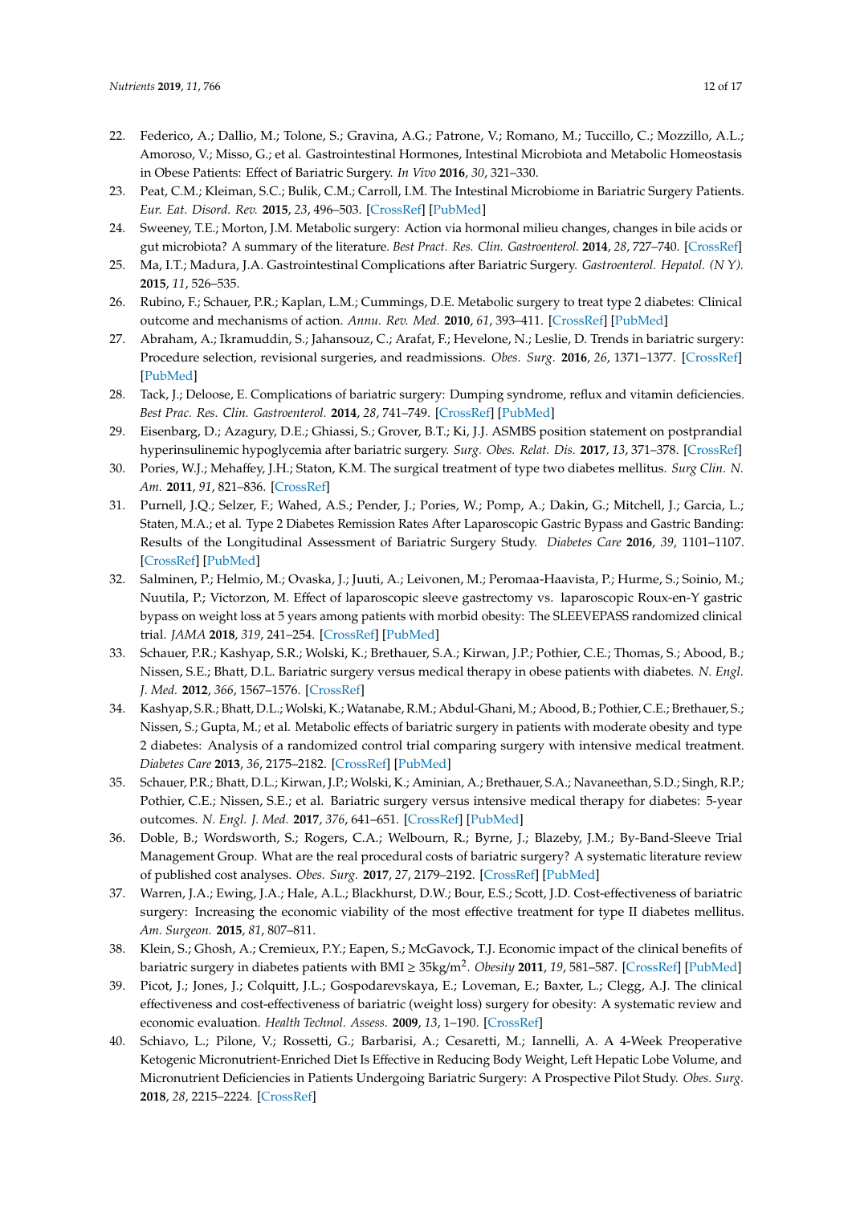22. Federico, A.; Dallio, M.; Tolone, S.; Gravina, A.G.; Patrone, V.; Romano, M.; Tuccillo, C.; Mozzillo, A.L.; Amoroso, V.; Misso, G.; et al. Gastrointestinal Hormones, Intestinal Microbiota and Metabolic Homeostasis in Obese Patients: Effect of Bariatric Surgery. *In Vivo* **2016**, *30*, 321–330.
23. Peat, C.M.; Kleiman, S.C.; Bulik, C.M.; Carroll, I.M. The Intestinal Microbiome in Bariatric Surgery Patients. *Eur. Eat. Disord. Rev.* **2015**, *23*, 496–503. [CrossRef] [PubMed]
24. Sweeney, T.E.; Morton, J.M. Metabolic surgery: Action via hormonal milieu changes, changes in bile acids or gut microbiota? A summary of the literature. *Best Pract. Res. Clin. Gastroenterol.* **2014**, *28*, 727–740. [CrossRef]
25. Ma, I.T.; Madura, J.A. Gastrointestinal Complications after Bariatric Surgery. *Gastroenterol. Hepatol. (N Y).* **2015**, *11*, 526–535.
26. Rubino, F.; Schauer, P.R.; Kaplan, L.M.; Cummings, D.E. Metabolic surgery to treat type 2 diabetes: Clinical outcome and mechanisms of action. *Annu. Rev. Med.* **2010**, *61*, 393–411. [CrossRef] [PubMed]
27. Abraham, A.; Ikramuddin, S.; Jahansouz, C.; Arafat, F.; Hevelone, N.; Leslie, D. Trends in bariatric surgery: Procedure selection, revisional surgeries, and readmissions. *Obes. Surg.* **2016**, *26*, 1371–1377. [CrossRef] [PubMed]
28. Tack, J.; Deloose, E. Complications of bariatric surgery: Dumping syndrome, reflux and vitamin deficiencies. *Best Prac. Res. Clin. Gastroenterol.* **2014**, *28*, 741–749. [CrossRef] [PubMed]
29. Eisenbarg, D.; Azagury, D.E.; Ghiassi, S.; Grover, B.T.; Ki, J.J. ASMBS position statement on postprandial hyperinsulinemic hypoglycemia after bariatric surgery. *Surg. Obes. Relat. Dis.* **2017**, *13*, 371–378. [CrossRef]
30. Pories, W.J.; Mehaffey, J.H.; Staton, K.M. The surgical treatment of type two diabetes mellitus. *Surg Clin. N. Am.* **2011**, *91*, 821–836. [CrossRef]
31. Purnell, J.Q.; Selzer, F.; Wahed, A.S.; Pender, J.; Pories, W.; Pomp, A.; Dakin, G.; Mitchell, J.; Garcia, L.; Staten, M.A.; et al. Type 2 Diabetes Remission Rates After Laparoscopic Gastric Bypass and Gastric Banding: Results of the Longitudinal Assessment of Bariatric Surgery Study. *Diabetes Care* **2016**, *39*, 1101–1107. [CrossRef] [PubMed]
32. Salminen, P.; Helmio, M.; Ovaska, J.; Juuti, A.; Leivonen, M.; Peromaa-Haavista, P.; Hurme, S.; Soinio, M.; Nuutila, P.; Victorzon, M. Effect of laparoscopic sleeve gastrectomy vs. laparoscopic Roux-en-Y gastric bypass on weight loss at 5 years among patients with morbid obesity: The SLEEVEPASS randomized clinical trial. *JAMA* **2018**, *319*, 241–254. [CrossRef] [PubMed]
33. Schauer, P.R.; Kashyap, S.R.; Wolski, K.; Brethauer, S.A.; Kirwan, J.P.; Pothier, C.E.; Thomas, S.; Abood, B.; Nissen, S.E.; Bhatt, D.L. Bariatric surgery versus medical therapy in obese patients with diabetes. *N. Engl. J. Med.* **2012**, *366*, 1567–1576. [CrossRef]
34. Kashyap, S.R.; Bhatt, D.L.; Wolski, K.; Watanabe, R.M.; Abdul-Ghani, M.; Abood, B.; Pothier, C.E.; Brethauer, S.; Nissen, S.; Gupta, M.; et al. Metabolic effects of bariatric surgery in patients with moderate obesity and type 2 diabetes: Analysis of a randomized control trial comparing surgery with intensive medical treatment. *Diabetes Care* **2013**, *36*, 2175–2182. [CrossRef] [PubMed]
35. Schauer, P.R.; Bhatt, D.L.; Kirwan, J.P.; Wolski, K.; Aminian, A.; Brethauer, S.A.; Navaneethan, S.D.; Singh, R.P.; Pothier, C.E.; Nissen, S.E.; et al. Bariatric surgery versus intensive medical therapy for diabetes: 5-year outcomes. *N. Engl. J. Med.* **2017**, *376*, 641–651. [CrossRef] [PubMed]
36. Doble, B.; Wordsworth, S.; Rogers, C.A.; Welbourn, R.; Byrne, J.; Blazeby, J.M.; By-Band-Sleeve Trial Management Group. What are the real procedural costs of bariatric surgery? A systematic literature review of published cost analyses. *Obes. Surg.* **2017**, *27*, 2179–2192. [CrossRef] [PubMed]
37. Warren, J.A.; Ewing, J.A.; Hale, A.L.; Blackhurst, D.W.; Bour, E.S.; Scott, J.D. Cost-effectiveness of bariatric surgery: Increasing the economic viability of the most effective treatment for type II diabetes mellitus. *Am. Surgeon.* **2015**, *81*, 807–811.
38. Klein, S.; Ghosh, A.; Cremieux, P.Y.; Eapen, S.; McGavock, T.J. Economic impact of the clinical benefits of bariatric surgery in diabetes patients with BMI ≥ 35kg/m$^2$. *Obesity* **2011**, *19*, 581–587. [CrossRef] [PubMed]
39. Picot, J.; Jones, J.; Colquitt, J.L.; Gospodarevskaya, E.; Loveman, E.; Baxter, L.; Clegg, A.J. The clinical effectiveness and cost-effectiveness of bariatric (weight loss) surgery for obesity: A systematic review and economic evaluation. *Health Technol. Assess.* **2009**, *13*, 1–190. [CrossRef]
40. Schiavo, L.; Pilone, V.; Rossetti, G.; Barbarisi, A.; Cesaretti, M.; Iannelli, A. A 4-Week Preoperative Ketogenic Micronutrient-Enriched Diet Is Effective in Reducing Body Weight, Left Hepatic Lobe Volume, and Micronutrient Deficiencies in Patients Undergoing Bariatric Surgery: A Prospective Pilot Study. *Obes. Surg.* **2018**, *28*, 2215–2224. [CrossRef]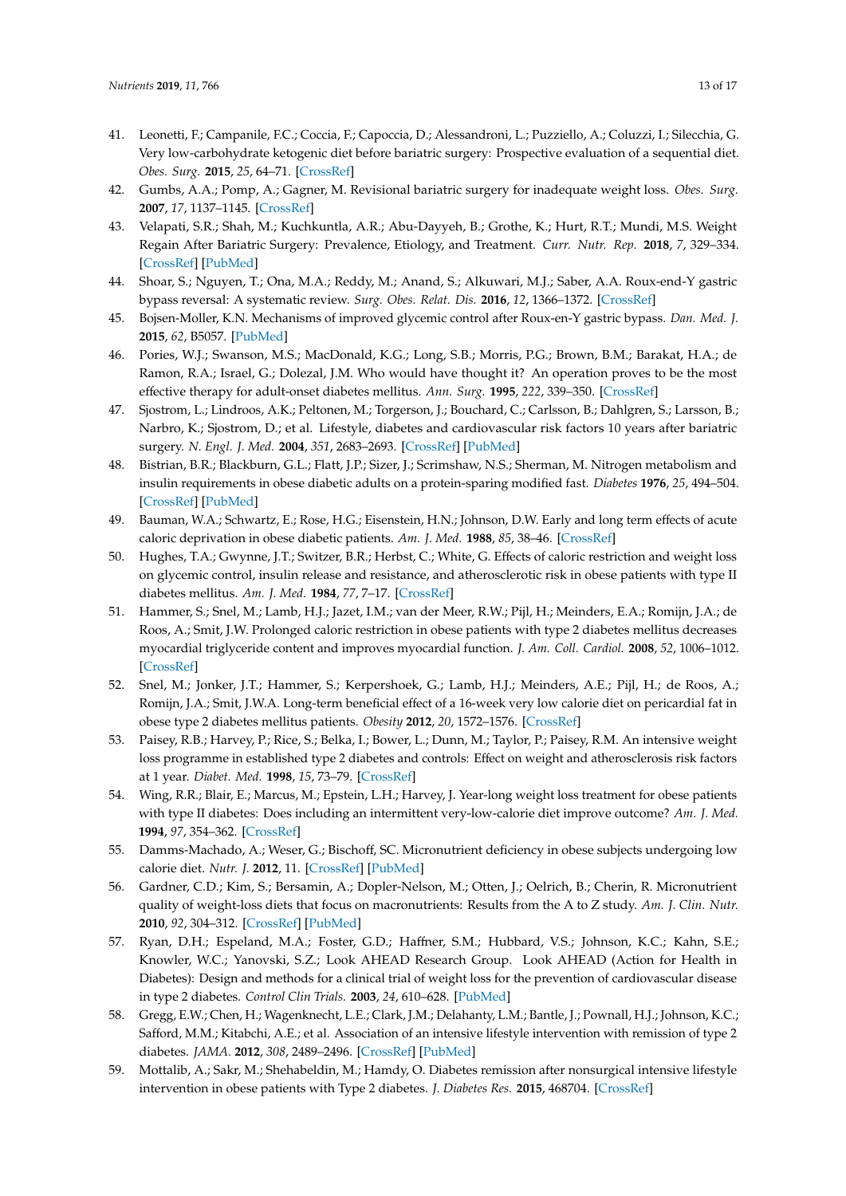41. Leonetti, F.; Campanile, F.C.; Coccia, F.; Capoccia, D.; Alessandroni, L.; Puzziello, A.; Coluzzi, I.; Silecchia, G. Very low-carbohydrate ketogenic diet before bariatric surgery: Prospective evaluation of a sequential diet. *Obes. Surg.* **2015**, *25*, 64–71. [CrossRef]
42. Gumbs, A.A.; Pomp, A.; Gagner, M. Revisional bariatric surgery for inadequate weight loss. *Obes. Surg.* **2007**, *17*, 1137–1145. [CrossRef]
43. Velapati, S.R.; Shah, M.; Kuchkuntla, A.R.; Abu-Dayyeh, B.; Grothe, K.; Hurt, R.T.; Mundi, M.S. Weight Regain After Bariatric Surgery: Prevalence, Etiology, and Treatment. *Curr. Nutr. Rep.* **2018**, *7*, 329–334. [CrossRef] [PubMed]
44. Shoar, S.; Nguyen, T.; Ona, M.A.; Reddy, M.; Anand, S.; Alkuwari, M.J.; Saber, A.A. Roux-end-Y gastric bypass reversal: A systematic review. *Surg. Obes. Relat. Dis.* **2016**, *12*, 1366–1372. [CrossRef]
45. Bojsen-Moller, K.N. Mechanisms of improved glycemic control after Roux-en-Y gastric bypass. *Dan. Med. J.* **2015**, *62*, B5057. [PubMed]
46. Pories, W.J.; Swanson, M.S.; MacDonald, K.G.; Long, S.B.; Morris, P.G.; Brown, B.M.; Barakat, H.A.; de Ramon, R.A.; Israel, G.; Dolezal, J.M. Who would have thought it? An operation proves to be the most effective therapy for adult-onset diabetes mellitus. *Ann. Surg.* **1995**, *222*, 339–350. [CrossRef]
47. Sjostrom, L.; Lindroos, A.K.; Peltonen, M.; Torgerson, J.; Bouchard, C.; Carlsson, B.; Dahlgren, S.; Larsson, B.; Narbro, K.; Sjostrom, D.; et al. Lifestyle, diabetes and cardiovascular risk factors 10 years after bariatric surgery. *N. Engl. J. Med.* **2004**, *351*, 2683–2693. [CrossRef] [PubMed]
48. Bistrian, B.R.; Blackburn, G.L.; Flatt, J.P.; Sizer, J.; Scrimshaw, N.S.; Sherman, M. Nitrogen metabolism and insulin requirements in obese diabetic adults on a protein-sparing modified fast. *Diabetes* **1976**, *25*, 494–504. [CrossRef] [PubMed]
49. Bauman, W.A.; Schwartz, E.; Rose, H.G.; Eisenstein, H.N.; Johnson, D.W. Early and long term effects of acute caloric deprivation in obese diabetic patients. *Am. J. Med.* **1988**, *85*, 38–46. [CrossRef]
50. Hughes, T.A.; Gwynne, J.T.; Switzer, B.R.; Herbst, C.; White, G. Effects of caloric restriction and weight loss on glycemic control, insulin release and resistance, and atherosclerotic risk in obese patients with type II diabetes mellitus. *Am. J. Med.* **1984**, *77*, 7–17. [CrossRef]
51. Hammer, S.; Snel, M.; Lamb, H.J.; Jazet, I.M.; van der Meer, R.W.; Pijl, H.; Meinders, E.A.; Romijn, J.A.; de Roos, A.; Smit, J.W. Prolonged caloric restriction in obese patients with type 2 diabetes mellitus decreases myocardial triglyceride content and improves myocardial function. *J. Am. Coll. Cardiol.* **2008**, *52*, 1006–1012. [CrossRef]
52. Snel, M.; Jonker, J.T.; Hammer, S.; Kerpershoek, G.; Lamb, H.J.; Meinders, A.E.; Pijl, H.; de Roos, A.; Romijn, J.A.; Smit, J.W.A. Long-term beneficial effect of a 16-week very low calorie diet on pericardial fat in obese type 2 diabetes mellitus patients. *Obesity* **2012**, *20*, 1572–1576. [CrossRef]
53. Paisey, R.B.; Harvey, P.; Rice, S.; Belka, I.; Bower, L.; Dunn, M.; Taylor, P.; Paisey, R.M. An intensive weight loss programme in established type 2 diabetes and controls: Effect on weight and atherosclerosis risk factors at 1 year. *Diabet. Med.* **1998**, *15*, 73–79. [CrossRef]
54. Wing, R.R.; Blair, E.; Marcus, M.; Epstein, L.H.; Harvey, J. Year-long weight loss treatment for obese patients with type II diabetes: Does including an intermittent very-low-calorie diet improve outcome? *Am. J. Med.* **1994**, *97*, 354–362. [CrossRef]
55. Damms-Machado, A.; Weser, G.; Bischoff, SC. Micronutrient deficiency in obese subjects undergoing low calorie diet. *Nutr. J.* **2012**, 11. [CrossRef] [PubMed]
56. Gardner, C.D.; Kim, S.; Bersamin, A.; Dopler-Nelson, M.; Otten, J.; Oelrich, B.; Cherin, R. Micronutrient quality of weight-loss diets that focus on macronutrients: Results from the A to Z study. *Am. J. Clin. Nutr.* **2010**, *92*, 304–312. [CrossRef] [PubMed]
57. Ryan, D.H.; Espeland, M.A.; Foster, G.D.; Haffner, S.M.; Hubbard, V.S.; Johnson, K.C.; Kahn, S.E.; Knowler, W.C.; Yanovski, S.Z.; Look AHEAD Research Group. Look AHEAD (Action for Health in Diabetes): Design and methods for a clinical trial of weight loss for the prevention of cardiovascular disease in type 2 diabetes. *Control Clin Trials.* **2003**, *24*, 610–628. [PubMed]
58. Gregg, E.W.; Chen, H.; Wagenknecht, L.E.; Clark, J.M.; Delahanty, L.M.; Bantle, J.; Pownall, H.J.; Johnson, K.C.; Safford, M.M.; Kitabchi, A.E.; et al. Association of an intensive lifestyle intervention with remission of type 2 diabetes. *JAMA.* **2012**, *308*, 2489–2496. [CrossRef] [PubMed]
59. Mottalib, A.; Sakr, M.; Shehabeldin, M.; Hamdy, O. Diabetes remission after nonsurgical intensive lifestyle intervention in obese patients with Type 2 diabetes. *J. Diabetes Res.* **2015**, 468704. [CrossRef]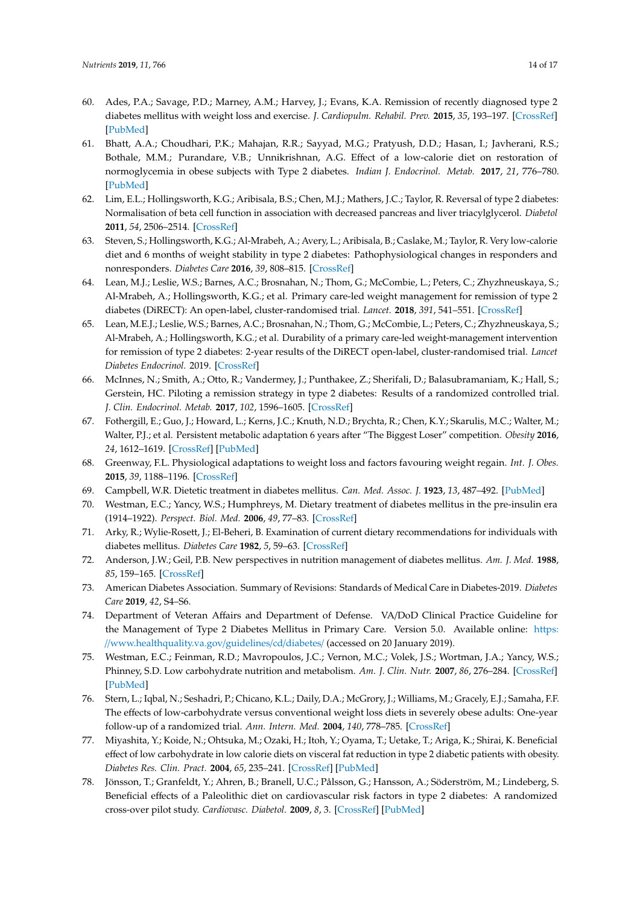60. Ades, P.A.; Savage, P.D.; Marney, A.M.; Harvey, J.; Evans, K.A. Remission of recently diagnosed type 2 diabetes mellitus with weight loss and exercise. *J. Cardiopulm. Rehabil. Prev.* **2015**, *35*, 193–197. [CrossRef] [PubMed]
61. Bhatt, A.A.; Choudhari, P.K.; Mahajan, R.R.; Sayyad, M.G.; Pratyush, D.D.; Hasan, I.; Javherani, R.S.; Bothale, M.M.; Purandare, V.B.; Unnikrishnan, A.G. Effect of a low-calorie diet on restoration of normoglycemia in obese subjects with Type 2 diabetes. *Indian J. Endocrinol. Metab.* **2017**, *21*, 776–780. [PubMed]
62. Lim, E.L.; Hollingsworth, K.G.; Aribisala, B.S.; Chen, M.J.; Mathers, J.C.; Taylor, R. Reversal of type 2 diabetes: Normalisation of beta cell function in association with decreased pancreas and liver triacylglycerol. *Diabetol* **2011**, *54*, 2506–2514. [CrossRef]
63. Steven, S.; Hollingsworth, K.G.; Al-Mrabeh, A.; Avery, L.; Aribisala, B.; Caslake, M.; Taylor, R. Very low-calorie diet and 6 months of weight stability in type 2 diabetes: Pathophysiological changes in responders and nonresponders. *Diabetes Care* **2016**, *39*, 808–815. [CrossRef]
64. Lean, M.J.; Leslie, W.S.; Barnes, A.C.; Brosnahan, N.; Thom, G.; McCombie, L.; Peters, C.; Zhyzhneuskaya, S.; Al-Mrabeh, A.; Hollingsworth, K.G.; et al. Primary care-led weight management for remission of type 2 diabetes (DiRECT): An open-label, cluster-randomised trial. *Lancet.* **2018**, *391*, 541–551. [CrossRef]
65. Lean, M.E.J.; Leslie, W.S.; Barnes, A.C.; Brosnahan, N.; Thom, G.; McCombie, L.; Peters, C.; Zhyzhneuskaya, S.; Al-Mrabeh, A.; Hollingsworth, K.G.; et al. Durability of a primary care-led weight-management intervention for remission of type 2 diabetes: 2-year results of the DiRECT open-label, cluster-randomised trial. *Lancet Diabetes Endocrinol.* 2019. [CrossRef]
66. McInnes, N.; Smith, A.; Otto, R.; Vandermey, J.; Punthakee, Z.; Sherifali, D.; Balasubramaniam, K.; Hall, S.; Gerstein, HC. Piloting a remission strategy in type 2 diabetes: Results of a randomized controlled trial. *J. Clin. Endocrinol. Metab.* **2017**, *102*, 1596–1605. [CrossRef]
67. Fothergill, E.; Guo, J.; Howard, L.; Kerns, J.C.; Knuth, N.D.; Brychta, R.; Chen, K.Y.; Skarulis, M.C.; Walter, M.; Walter, P.J.; et al. Persistent metabolic adaptation 6 years after "The Biggest Loser" competition. *Obesity* **2016**, *24*, 1612–1619. [CrossRef] [PubMed]
68. Greenway, F.L. Physiological adaptations to weight loss and factors favouring weight regain. *Int. J. Obes.* **2015**, *39*, 1188–1196. [CrossRef]
69. Campbell, W.R. Dietetic treatment in diabetes mellitus. *Can. Med. Assoc. J.* **1923**, *13*, 487–492. [PubMed]
70. Westman, E.C.; Yancy, W.S.; Humphreys, M. Dietary treatment of diabetes mellitus in the pre-insulin era (1914–1922). *Perspect. Biol. Med.* **2006**, *49*, 77–83. [CrossRef]
71. Arky, R.; Wylie-Rosett, J.; El-Beheri, B. Examination of current dietary recommendations for individuals with diabetes mellitus. *Diabetes Care* **1982**, *5*, 59–63. [CrossRef]
72. Anderson, J.W.; Geil, P.B. New perspectives in nutrition management of diabetes mellitus. *Am. J. Med.* **1988**, *85*, 159–165. [CrossRef]
73. American Diabetes Association. Summary of Revisions: Standards of Medical Care in Diabetes-2019. *Diabetes Care* **2019**, *42*, S4–S6.
74. Department of Veteran Affairs and Department of Defense. VA/DoD Clinical Practice Guideline for the Management of Type 2 Diabetes Mellitus in Primary Care. Version 5.0. Available online: https://www.healthquality.va.gov/guidelines/cd/diabetes/ (accessed on 20 January 2019).
75. Westman, E.C.; Feinman, R.D.; Mavropoulos, J.C.; Vernon, M.C.; Volek, J.S.; Wortman, J.A.; Yancy, W.S.; Phinney, S.D. Low carbohydrate nutrition and metabolism. *Am. J. Clin. Nutr.* **2007**, *86*, 276–284. [CrossRef] [PubMed]
76. Stern, L.; Iqbal, N.; Seshadri, P.; Chicano, K.L.; Daily, D.A.; McGrory, J.; Williams, M.; Gracely, E.J.; Samaha, F.F. The effects of low-carbohydrate versus conventional weight loss diets in severely obese adults: One-year follow-up of a randomized trial. *Ann. Intern. Med.* **2004**, *140*, 778–785. [CrossRef]
77. Miyashita, Y.; Koide, N.; Ohtsuka, M.; Ozaki, H.; Itoh, Y.; Oyama, T.; Uetake, T.; Ariga, K.; Shirai, K. Beneficial effect of low carbohydrate in low calorie diets on visceral fat reduction in type 2 diabetic patients with obesity. *Diabetes Res. Clin. Pract.* **2004**, *65*, 235–241. [CrossRef] [PubMed]
78. Jönsson, T.; Granfeldt, Y.; Ahren, B.; Branell, U.C.; Pålsson, G.; Hansson, A.; Söderström, M.; Lindeberg, S. Beneficial effects of a Paleolithic diet on cardiovascular risk factors in type 2 diabetes: A randomized cross-over pilot study. *Cardiovasc. Diabetol.* **2009**, *8*, 3. [CrossRef] [PubMed]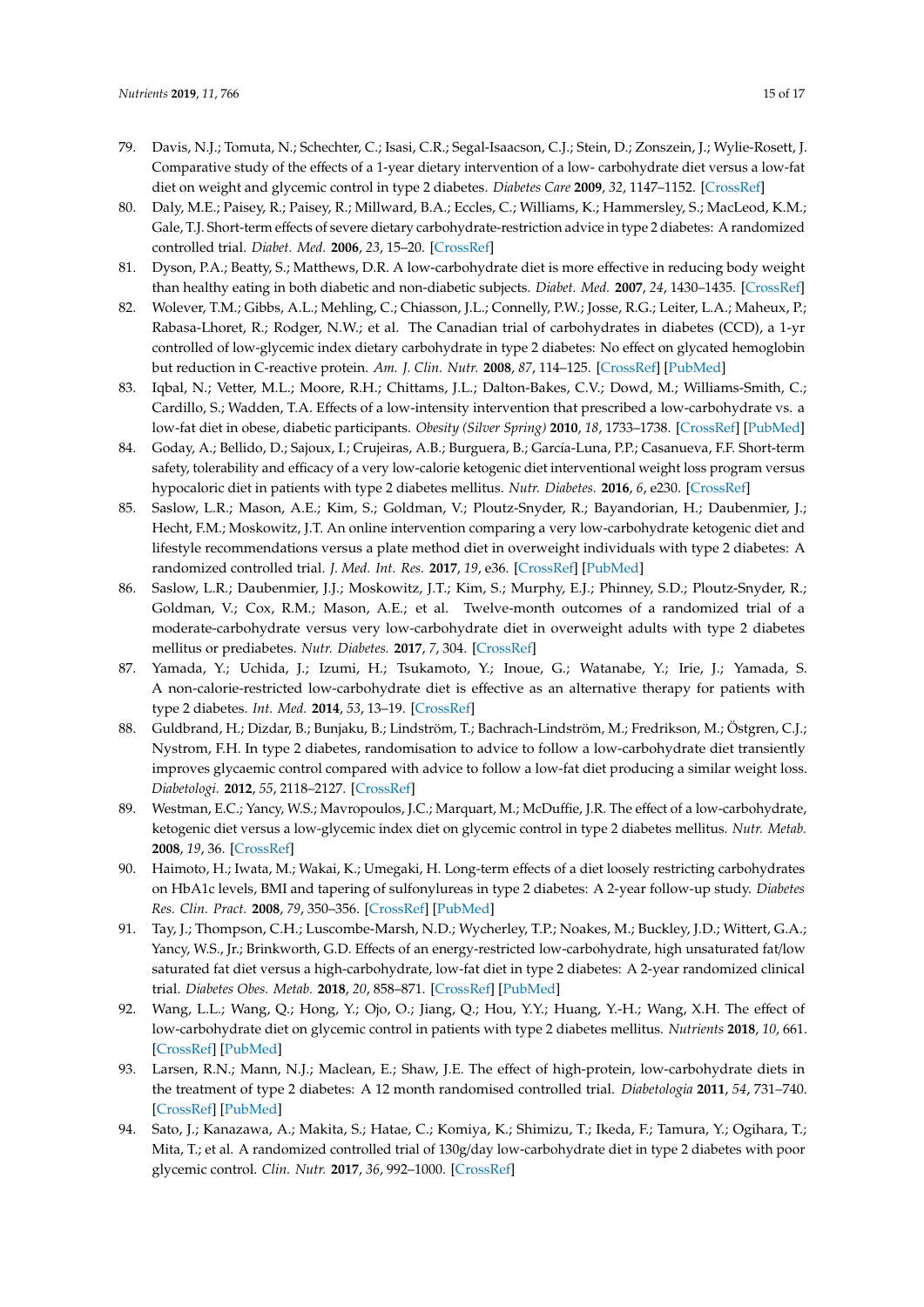79. Davis, N.J.; Tomuta, N.; Schechter, C.; Isasi, C.R.; Segal-Isaacson, C.J.; Stein, D.; Zonszein, J.; Wylie-Rosett, J. Comparative study of the effects of a 1-year dietary intervention of a low- carbohydrate diet versus a low-fat diet on weight and glycemic control in type 2 diabetes. *Diabetes Care* **2009**, *32*, 1147–1152. [CrossRef]
80. Daly, M.E.; Paisey, R.; Paisey, R.; Millward, B.A.; Eccles, C.; Williams, K.; Hammersley, S.; MacLeod, K.M.; Gale, T.J. Short-term effects of severe dietary carbohydrate-restriction advice in type 2 diabetes: A randomized controlled trial. *Diabet. Med.* **2006**, *23*, 15–20. [CrossRef]
81. Dyson, P.A.; Beatty, S.; Matthews, D.R. A low-carbohydrate diet is more effective in reducing body weight than healthy eating in both diabetic and non-diabetic subjects. *Diabet. Med.* **2007**, *24*, 1430–1435. [CrossRef]
82. Wolever, T.M.; Gibbs, A.L.; Mehling, C.; Chiasson, J.L.; Connelly, P.W.; Josse, R.G.; Leiter, L.A.; Maheux, P.; Rabasa-Lhoret, R.; Rodger, N.W.; et al. The Canadian trial of carbohydrates in diabetes (CCD), a 1-yr controlled of low-glycemic index dietary carbohydrate in type 2 diabetes: No effect on glycated hemoglobin but reduction in C-reactive protein. *Am. J. Clin. Nutr.* **2008**, *87*, 114–125. [CrossRef] [PubMed]
83. Iqbal, N.; Vetter, M.L.; Moore, R.H.; Chittams, J.L.; Dalton-Bakes, C.V.; Dowd, M.; Williams-Smith, C.; Cardillo, S.; Wadden, T.A. Effects of a low-intensity intervention that prescribed a low-carbohydrate vs. a low-fat diet in obese, diabetic participants. *Obesity (Silver Spring)* **2010**, *18*, 1733–1738. [CrossRef] [PubMed]
84. Goday, A.; Bellido, D.; Sajoux, I.; Crujeiras, A.B.; Burguera, B.; García-Luna, P.P.; Casanueva, F.F. Short-term safety, tolerability and efficacy of a very low-calorie ketogenic diet interventional weight loss program versus hypocaloric diet in patients with type 2 diabetes mellitus. *Nutr. Diabetes.* **2016**, *6*, e230. [CrossRef]
85. Saslow, L.R.; Mason, A.E.; Kim, S.; Goldman, V.; Ploutz-Snyder, R.; Bayandorian, H.; Daubenmier, J.; Hecht, F.M.; Moskowitz, J.T. An online intervention comparing a very low-carbohydrate ketogenic diet and lifestyle recommendations versus a plate method diet in overweight individuals with type 2 diabetes: A randomized controlled trial. *J. Med. Int. Res.* **2017**, *19*, e36. [CrossRef] [PubMed]
86. Saslow, L.R.; Daubenmier, J.J.; Moskowitz, J.T.; Kim, S.; Murphy, E.J.; Phinney, S.D.; Ploutz-Snyder, R.; Goldman, V.; Cox, R.M.; Mason, A.E.; et al. Twelve-month outcomes of a randomized trial of a moderate-carbohydrate versus very low-carbohydrate diet in overweight adults with type 2 diabetes mellitus or prediabetes. *Nutr. Diabetes.* **2017**, *7*, 304. [CrossRef]
87. Yamada, Y.; Uchida, J.; Izumi, H.; Tsukamoto, Y.; Inoue, G.; Watanabe, Y.; Irie, J.; Yamada, S. A non-calorie-restricted low-carbohydrate diet is effective as an alternative therapy for patients with type 2 diabetes. *Int. Med.* **2014**, *53*, 13–19. [CrossRef]
88. Guldbrand, H.; Dizdar, B.; Bunjaku, B.; Lindström, T.; Bachrach-Lindström, M.; Fredrikson, M.; Östgren, C.J.; Nystrom, F.H. In type 2 diabetes, randomisation to advice to follow a low-carbohydrate diet transiently improves glycaemic control compared with advice to follow a low-fat diet producing a similar weight loss. *Diabetologi.* **2012**, *55*, 2118–2127. [CrossRef]
89. Westman, E.C.; Yancy, W.S.; Mavropoulos, J.C.; Marquart, M.; McDuffie, J.R. The effect of a low-carbohydrate, ketogenic diet versus a low-glycemic index diet on glycemic control in type 2 diabetes mellitus. *Nutr. Metab.* **2008**, *19*, 36. [CrossRef]
90. Haimoto, H.; Iwata, M.; Wakai, K.; Umegaki, H. Long-term effects of a diet loosely restricting carbohydrates on HbA1c levels, BMI and tapering of sulfonylureas in type 2 diabetes: A 2-year follow-up study. *Diabetes Res. Clin. Pract.* **2008**, *79*, 350–356. [CrossRef] [PubMed]
91. Tay, J.; Thompson, C.H.; Luscombe-Marsh, N.D.; Wycherley, T.P.; Noakes, M.; Buckley, J.D.; Wittert, G.A.; Yancy, W.S., Jr.; Brinkworth, G.D. Effects of an energy-restricted low-carbohydrate, high unsaturated fat/low saturated fat diet versus a high-carbohydrate, low-fat diet in type 2 diabetes: A 2-year randomized clinical trial. *Diabetes Obes. Metab.* **2018**, *20*, 858–871. [CrossRef] [PubMed]
92. Wang, L.L.; Wang, Q.; Hong, Y.; Ojo, O.; Jiang, Q.; Hou, Y.Y.; Huang, Y.-H.; Wang, X.H. The effect of low-carbohydrate diet on glycemic control in patients with type 2 diabetes mellitus. *Nutrients* **2018**, *10*, 661. [CrossRef] [PubMed]
93. Larsen, R.N.; Mann, N.J.; Maclean, E.; Shaw, J.E. The effect of high-protein, low-carbohydrate diets in the treatment of type 2 diabetes: A 12 month randomised controlled trial. *Diabetologia* **2011**, *54*, 731–740. [CrossRef] [PubMed]
94. Sato, J.; Kanazawa, A.; Makita, S.; Hatae, C.; Komiya, K.; Shimizu, T.; Ikeda, F.; Tamura, Y.; Ogihara, T.; Mita, T.; et al. A randomized controlled trial of 130g/day low-carbohydrate diet in type 2 diabetes with poor glycemic control. *Clin. Nutr.* **2017**, *36*, 992–1000. [CrossRef]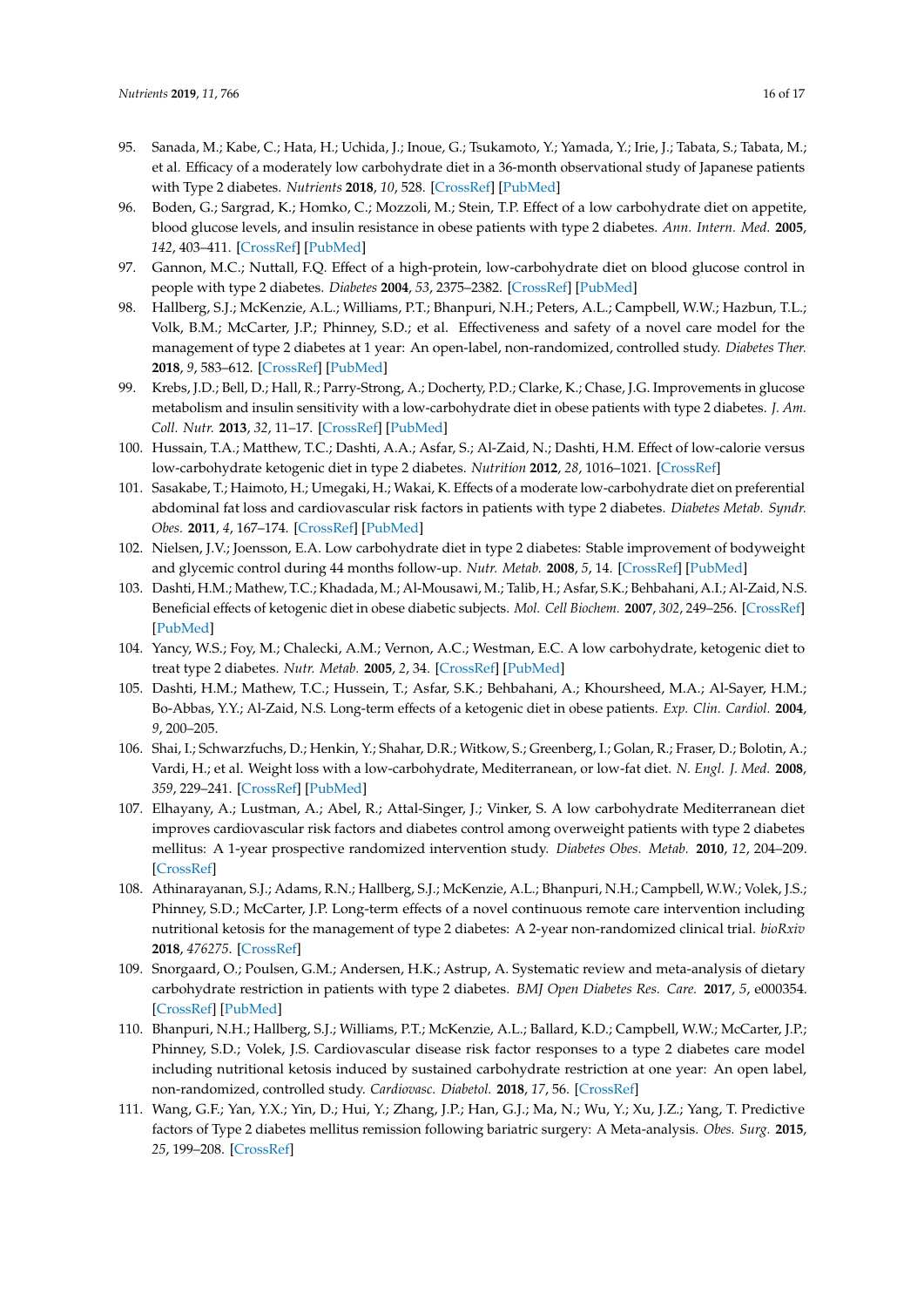95. Sanada, M.; Kabe, C.; Hata, H.; Uchida, J.; Inoue, G.; Tsukamoto, Y.; Yamada, Y.; Irie, J.; Tabata, S.; Tabata, M.; et al. Efficacy of a moderately low carbohydrate diet in a 36-month observational study of Japanese patients with Type 2 diabetes. *Nutrients* **2018**, *10*, 528. [CrossRef] [PubMed]
96. Boden, G.; Sargrad, K.; Homko, C.; Mozzoli, M.; Stein, T.P. Effect of a low carbohydrate diet on appetite, blood glucose levels, and insulin resistance in obese patients with type 2 diabetes. *Ann. Intern. Med.* **2005**, *142*, 403–411. [CrossRef] [PubMed]
97. Gannon, M.C.; Nuttall, F.Q. Effect of a high-protein, low-carbohydrate diet on blood glucose control in people with type 2 diabetes. *Diabetes* **2004**, *53*, 2375–2382. [CrossRef] [PubMed]
98. Hallberg, S.J.; McKenzie, A.L.; Williams, P.T.; Bhanpuri, N.H.; Peters, A.L.; Campbell, W.W.; Hazbun, T.L.; Volk, B.M.; McCarter, J.P.; Phinney, S.D.; et al. Effectiveness and safety of a novel care model for the management of type 2 diabetes at 1 year: An open-label, non-randomized, controlled study. *Diabetes Ther.* **2018**, *9*, 583–612. [CrossRef] [PubMed]
99. Krebs, J.D.; Bell, D.; Hall, R.; Parry-Strong, A.; Docherty, P.D.; Clarke, K.; Chase, J.G. Improvements in glucose metabolism and insulin sensitivity with a low-carbohydrate diet in obese patients with type 2 diabetes. *J. Am. Coll. Nutr.* **2013**, *32*, 11–17. [CrossRef] [PubMed]
100. Hussain, T.A.; Matthew, T.C.; Dashti, A.A.; Asfar, S.; Al-Zaid, N.; Dashti, H.M. Effect of low-calorie versus low-carbohydrate ketogenic diet in type 2 diabetes. *Nutrition* **2012**, *28*, 1016–1021. [CrossRef]
101. Sasakabe, T.; Haimoto, H.; Umegaki, H.; Wakai, K. Effects of a moderate low-carbohydrate diet on preferential abdominal fat loss and cardiovascular risk factors in patients with type 2 diabetes. *Diabetes Metab. Syndr. Obes.* **2011**, *4*, 167–174. [CrossRef] [PubMed]
102. Nielsen, J.V.; Joensson, E.A. Low carbohydrate diet in type 2 diabetes: Stable improvement of bodyweight and glycemic control during 44 months follow-up. *Nutr. Metab.* **2008**, *5*, 14. [CrossRef] [PubMed]
103. Dashti, H.M.; Mathew, T.C.; Khadada, M.; Al-Mousawi, M.; Talib, H.; Asfar, S.K.; Behbahani, A.I.; Al-Zaid, N.S. Beneficial effects of ketogenic diet in obese diabetic subjects. *Mol. Cell Biochem.* **2007**, *302*, 249–256. [CrossRef] [PubMed]
104. Yancy, W.S.; Foy, M.; Chalecki, A.M.; Vernon, A.C.; Westman, E.C. A low carbohydrate, ketogenic diet to treat type 2 diabetes. *Nutr. Metab.* **2005**, *2*, 34. [CrossRef] [PubMed]
105. Dashti, H.M.; Mathew, T.C.; Hussein, T.; Asfar, S.K.; Behbahani, A.; Khoursheed, M.A.; Al-Sayer, H.M.; Bo-Abbas, Y.Y.; Al-Zaid, N.S. Long-term effects of a ketogenic diet in obese patients. *Exp. Clin. Cardiol.* **2004**, *9*, 200–205.
106. Shai, I.; Schwarzfuchs, D.; Henkin, Y.; Shahar, D.R.; Witkow, S.; Greenberg, I.; Golan, R.; Fraser, D.; Bolotin, A.; Vardi, H.; et al. Weight loss with a low-carbohydrate, Mediterranean, or low-fat diet. *N. Engl. J. Med.* **2008**, *359*, 229–241. [CrossRef] [PubMed]
107. Elhayany, A.; Lustman, A.; Abel, R.; Attal-Singer, J.; Vinker, S. A low carbohydrate Mediterranean diet improves cardiovascular risk factors and diabetes control among overweight patients with type 2 diabetes mellitus: A 1-year prospective randomized intervention study. *Diabetes Obes. Metab.* **2010**, *12*, 204–209. [CrossRef]
108. Athinarayanan, S.J.; Adams, R.N.; Hallberg, S.J.; McKenzie, A.L.; Bhanpuri, N.H.; Campbell, W.W.; Volek, J.S.; Phinney, S.D.; McCarter, J.P. Long-term effects of a novel continuous remote care intervention including nutritional ketosis for the management of type 2 diabetes: A 2-year non-randomized clinical trial. *bioRxiv* **2018**, *476275*. [CrossRef]
109. Snorgaard, O.; Poulsen, G.M.; Andersen, H.K.; Astrup, A. Systematic review and meta-analysis of dietary carbohydrate restriction in patients with type 2 diabetes. *BMJ Open Diabetes Res. Care.* **2017**, *5*, e000354. [CrossRef] [PubMed]
110. Bhanpuri, N.H.; Hallberg, S.J.; Williams, P.T.; McKenzie, A.L.; Ballard, K.D.; Campbell, W.W.; McCarter, J.P.; Phinney, S.D.; Volek, J.S. Cardiovascular disease risk factor responses to a type 2 diabetes care model including nutritional ketosis induced by sustained carbohydrate restriction at one year: An open label, non-randomized, controlled study. *Cardiovasc. Diabetol.* **2018**, *17*, 56. [CrossRef]
111. Wang, G.F.; Yan, Y.X.; Yin, D.; Hui, Y.; Zhang, J.P.; Han, G.J.; Ma, N.; Wu, Y.; Xu, J.Z.; Yang, T. Predictive factors of Type 2 diabetes mellitus remission following bariatric surgery: A Meta-analysis. *Obes. Surg.* **2015**, *25*, 199–208. [CrossRef]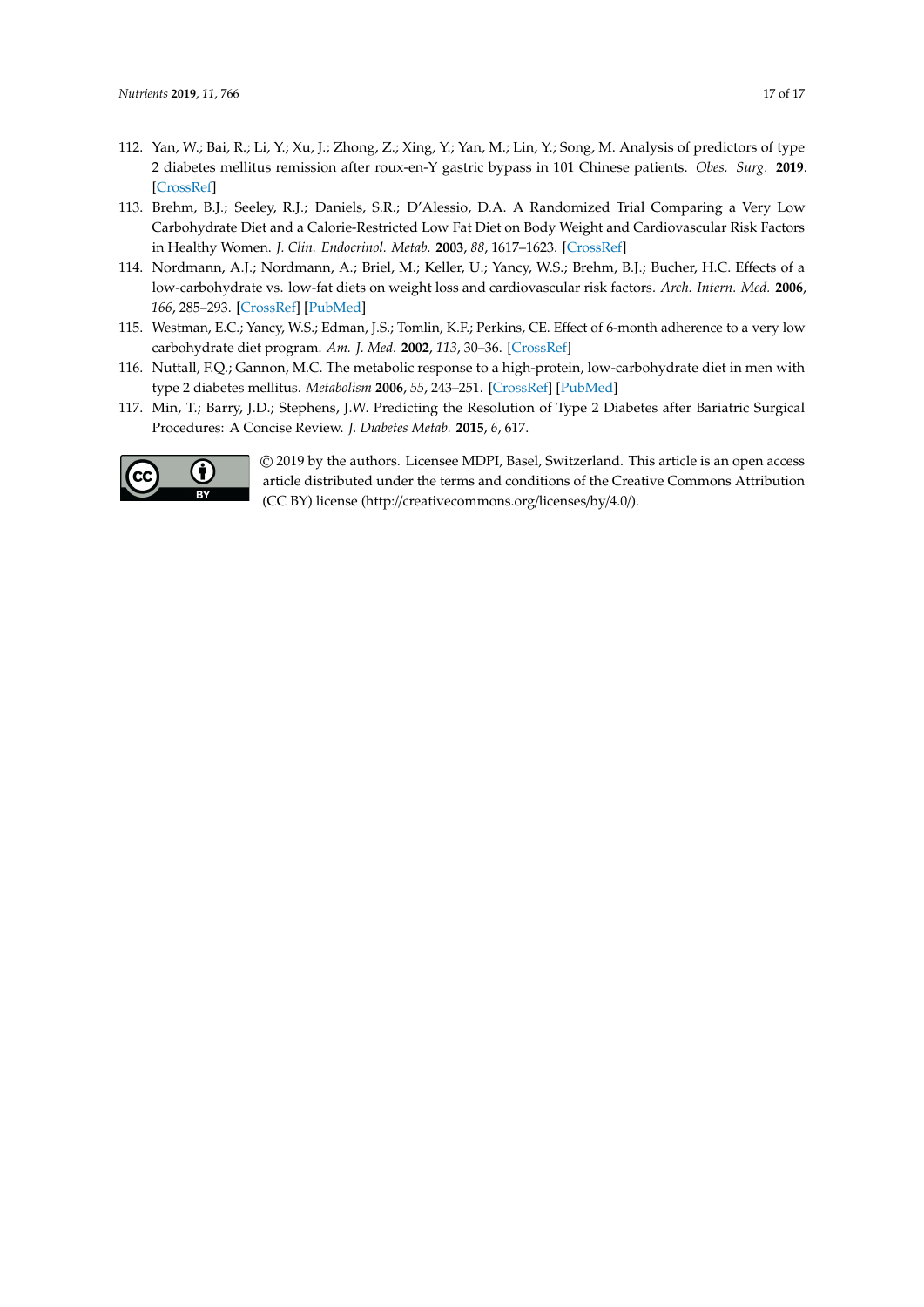112. Yan, W.; Bai, R.; Li, Y.; Xu, J.; Zhong, Z.; Xing, Y.; Yan, M.; Lin, Y.; Song, M. Analysis of predictors of type 2 diabetes mellitus remission after roux-en-Y gastric bypass in 101 Chinese patients. *Obes. Surg.* **2019**. [CrossRef]
113. Brehm, B.J.; Seeley, R.J.; Daniels, S.R.; D'Alessio, D.A. A Randomized Trial Comparing a Very Low Carbohydrate Diet and a Calorie-Restricted Low Fat Diet on Body Weight and Cardiovascular Risk Factors in Healthy Women. *J. Clin. Endocrinol. Metab.* **2003**, *88*, 1617–1623. [CrossRef]
114. Nordmann, A.J.; Nordmann, A.; Briel, M.; Keller, U.; Yancy, W.S.; Brehm, B.J.; Bucher, H.C. Effects of a low-carbohydrate vs. low-fat diets on weight loss and cardiovascular risk factors. *Arch. Intern. Med.* **2006**, *166*, 285–293. [CrossRef] [PubMed]
115. Westman, E.C.; Yancy, W.S.; Edman, J.S.; Tomlin, K.F.; Perkins, CE. Effect of 6-month adherence to a very low carbohydrate diet program. *Am. J. Med.* **2002**, *113*, 30–36. [CrossRef]
116. Nuttall, F.Q.; Gannon, M.C. The metabolic response to a high-protein, low-carbohydrate diet in men with type 2 diabetes mellitus. *Metabolism* **2006**, *55*, 243–251. [CrossRef] [PubMed]
117. Min, T.; Barry, J.D.; Stephens, J.W. Predicting the Resolution of Type 2 Diabetes after Bariatric Surgical Procedures: A Concise Review. *J. Diabetes Metab.* **2015**, *6*, 617.

© 2019 by the authors. Licensee MDPI, Basel, Switzerland. This article is an open access article distributed under the terms and conditions of the Creative Commons Attribution (CC BY) license (http://creativecommons.org/licenses/by/4.0/).